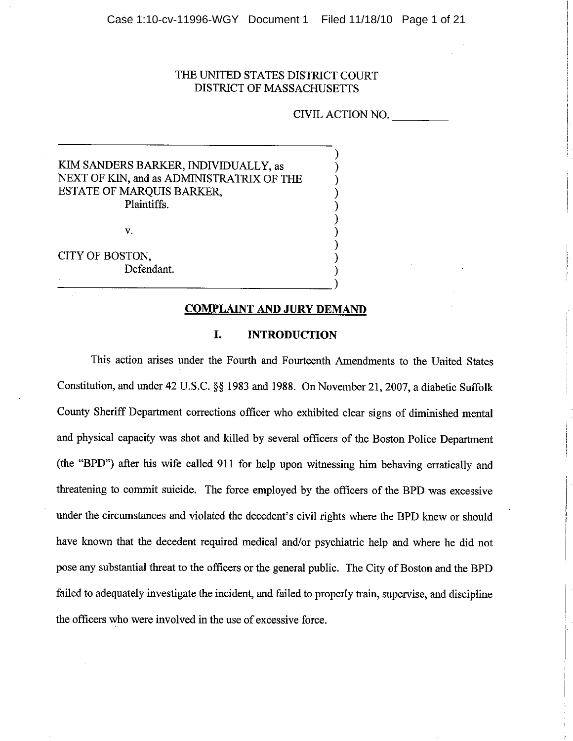THE UNITED STATES DISTRICT COURT
DISTRICT OF MASSACHUSETTS

CIVIL ACTION NO. __________

KIM SANDERS BARKER, INDIVIDUALLY, as NEXT OF KIN, and as ADMINISTRATRIX OF THE ESTATE OF MARQUIS BARKER,
Plaintiffs.

v.

CITY OF BOSTON,
Defendant.

## COMPLAINT AND JURY DEMAND

### I. INTRODUCTION

This action arises under the Fourth and Fourteenth Amendments to the United States Constitution, and under 42 U.S.C. §§ 1983 and 1988. On November 21, 2007, a diabetic Suffolk County Sheriff Department corrections officer who exhibited clear signs of diminished mental and physical capacity was shot and killed by several officers of the Boston Police Department (the "BPD") after his wife called 911 for help upon witnessing him behaving erratically and threatening to commit suicide. The force employed by the officers of the BPD was excessive under the circumstances and violated the decedent's civil rights where the BPD knew or should have known that the decedent required medical and/or psychiatric help and where he did not pose any substantial threat to the officers or the general public. The City of Boston and the BPD failed to adequately investigate the incident, and failed to properly train, supervise, and discipline the officers who were involved in the use of excessive force.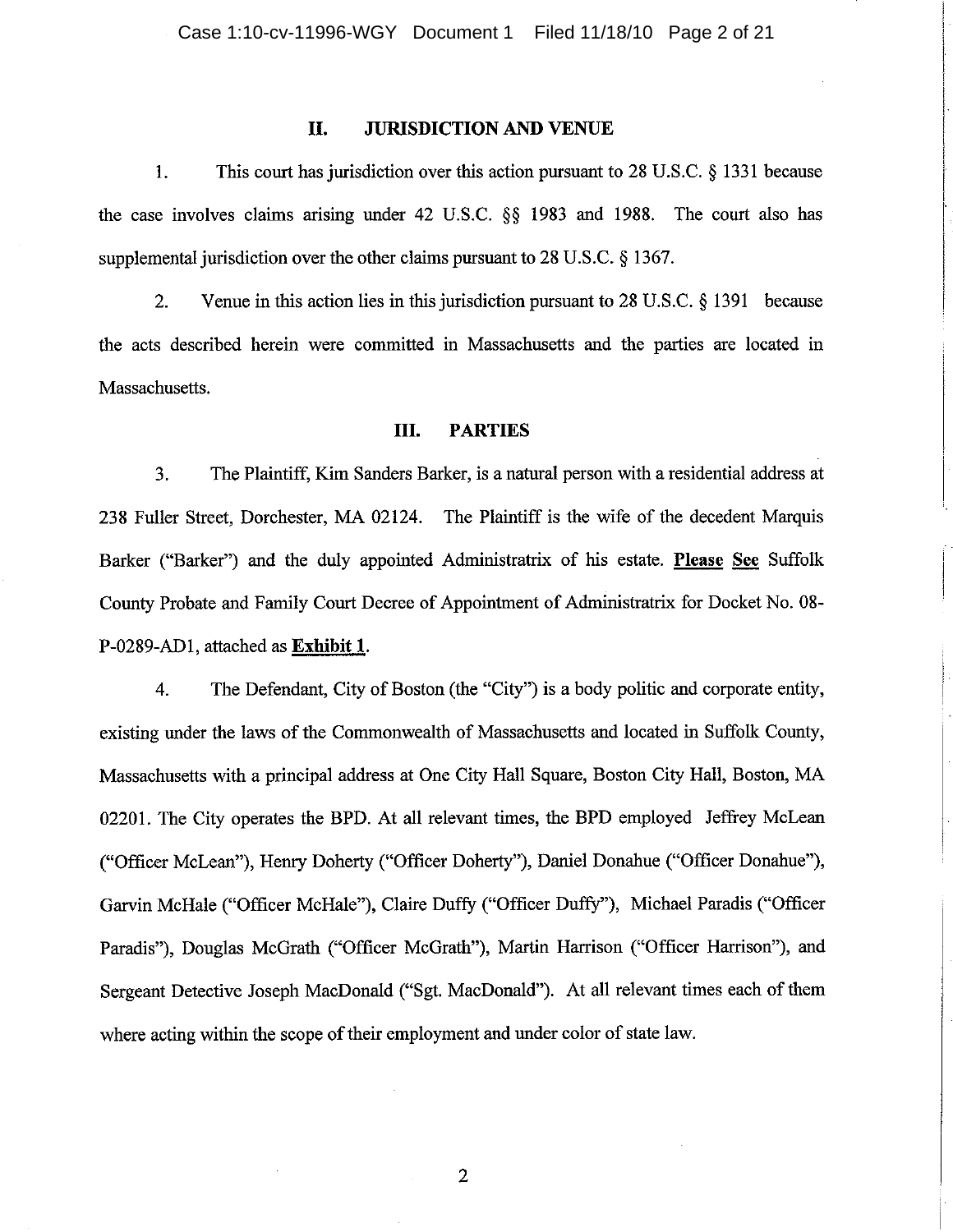## II. JURISDICTION AND VENUE

1. This court has jurisdiction over this action pursuant to 28 U.S.C. § 1331 because the case involves claims arising under 42 U.S.C. §§ 1983 and 1988. The court also has supplemental jurisdiction over the other claims pursuant to 28 U.S.C. § 1367.

2. Venue in this action lies in this jurisdiction pursuant to 28 U.S.C. § 1391 because the acts described herein were committed in Massachusetts and the parties are located in Massachusetts.

## III. PARTIES

3. The Plaintiff, Kim Sanders Barker, is a natural person with a residential address at 238 Fuller Street, Dorchester, MA 02124. The Plaintiff is the wife of the decedent Marquis Barker ("Barker") and the duly appointed Administratrix of his estate. **Please See** Suffolk County Probate and Family Court Decree of Appointment of Administratrix for Docket No. 08-P-0289-AD1, attached as **Exhibit 1**.

4. The Defendant, City of Boston (the "City") is a body politic and corporate entity, existing under the laws of the Commonwealth of Massachusetts and located in Suffolk County, Massachusetts with a principal address at One City Hall Square, Boston City Hall, Boston, MA 02201. The City operates the BPD. At all relevant times, the BPD employed Jeffrey McLean ("Officer McLean"), Henry Doherty ("Officer Doherty"), Daniel Donahue ("Officer Donahue"), Garvin McHale ("Officer McHale"), Claire Duffy ("Officer Duffy"), Michael Paradis ("Officer Paradis"), Douglas McGrath ("Officer McGrath"), Martin Harrison ("Officer Harrison"), and Sergeant Detective Joseph MacDonald ("Sgt. MacDonald"). At all relevant times each of them where acting within the scope of their employment and under color of state law.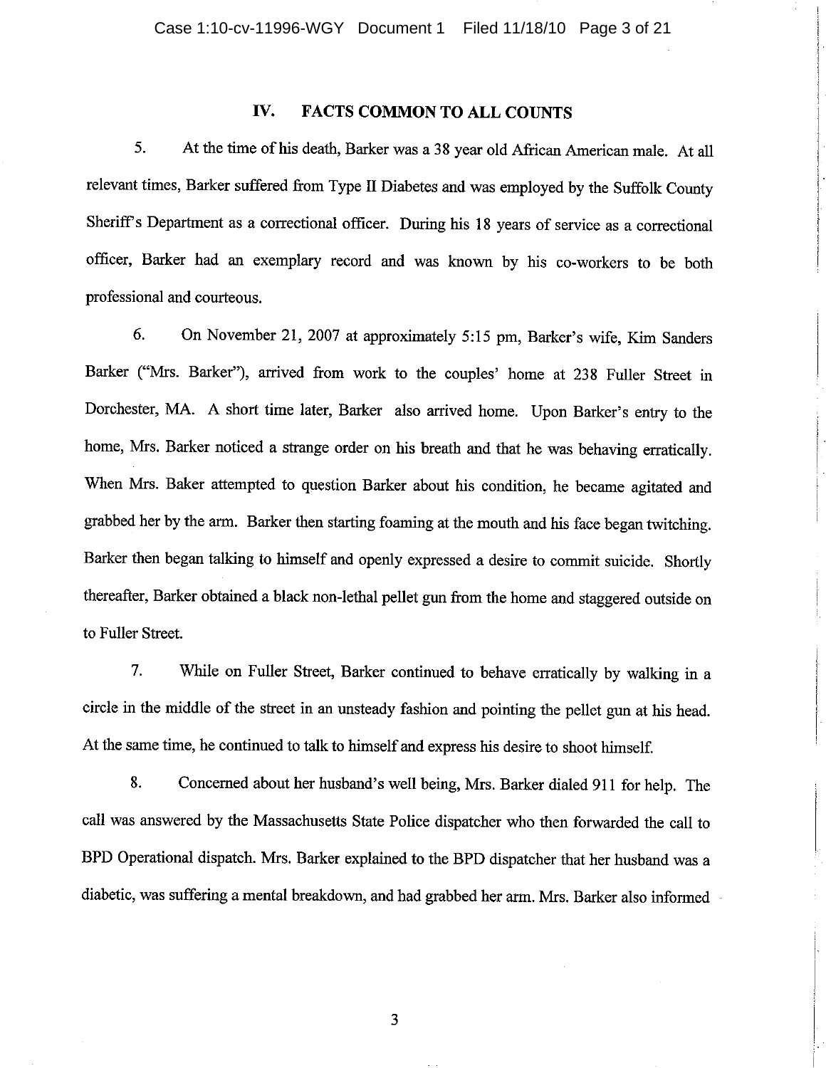## IV. FACTS COMMON TO ALL COUNTS

5. At the time of his death, Barker was a 38 year old African American male. At all relevant times, Barker suffered from Type II Diabetes and was employed by the Suffolk County Sheriff's Department as a correctional officer. During his 18 years of service as a correctional officer, Barker had an exemplary record and was known by his co-workers to be both professional and courteous.

6. On November 21, 2007 at approximately 5:15 pm, Barker's wife, Kim Sanders Barker ("Mrs. Barker"), arrived from work to the couples' home at 238 Fuller Street in Dorchester, MA. A short time later, Barker also arrived home. Upon Barker's entry to the home, Mrs. Barker noticed a strange order on his breath and that he was behaving erratically. When Mrs. Baker attempted to question Barker about his condition, he became agitated and grabbed her by the arm. Barker then starting foaming at the mouth and his face began twitching. Barker then began talking to himself and openly expressed a desire to commit suicide. Shortly thereafter, Barker obtained a black non-lethal pellet gun from the home and staggered outside on to Fuller Street.

7. While on Fuller Street, Barker continued to behave erratically by walking in a circle in the middle of the street in an unsteady fashion and pointing the pellet gun at his head. At the same time, he continued to talk to himself and express his desire to shoot himself.

8. Concerned about her husband's well being, Mrs. Barker dialed 911 for help. The call was answered by the Massachusetts State Police dispatcher who then forwarded the call to BPD Operational dispatch. Mrs. Barker explained to the BPD dispatcher that her husband was a diabetic, was suffering a mental breakdown, and had grabbed her arm. Mrs. Barker also informed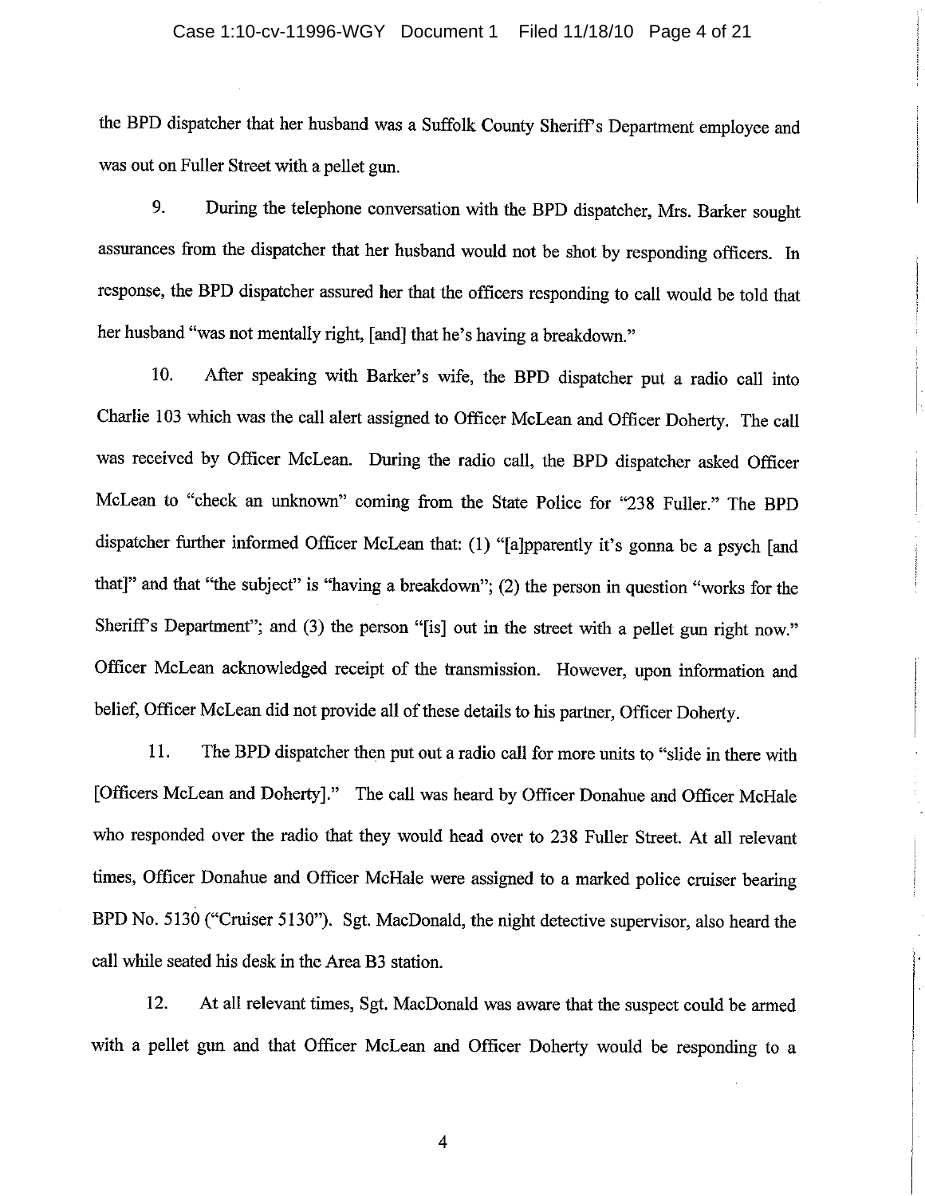the BPD dispatcher that her husband was a Suffolk County Sheriff's Department employee and was out on Fuller Street with a pellet gun.

9. During the telephone conversation with the BPD dispatcher, Mrs. Barker sought assurances from the dispatcher that her husband would not be shot by responding officers. In response, the BPD dispatcher assured her that the officers responding to call would be told that her husband "was not mentally right, [and] that he's having a breakdown."

10. After speaking with Barker's wife, the BPD dispatcher put a radio call into Charlie 103 which was the call alert assigned to Officer McLean and Officer Doherty. The call was received by Officer McLean. During the radio call, the BPD dispatcher asked Officer McLean to "check an unknown" coming from the State Police for "238 Fuller." The BPD dispatcher further informed Officer McLean that: (1) "[a]pparently it's gonna be a psych [and that]" and that "the subject" is "having a breakdown"; (2) the person in question "works for the Sheriff's Department"; and (3) the person "[is] out in the street with a pellet gun right now." Officer McLean acknowledged receipt of the transmission. However, upon information and belief, Officer McLean did not provide all of these details to his partner, Officer Doherty.

11. The BPD dispatcher then put out a radio call for more units to "slide in there with [Officers McLean and Doherty]." The call was heard by Officer Donahue and Officer McHale who responded over the radio that they would head over to 238 Fuller Street. At all relevant times, Officer Donahue and Officer McHale were assigned to a marked police cruiser bearing BPD No. 5130 ("Cruiser 5130"). Sgt. MacDonald, the night detective supervisor, also heard the call while seated his desk in the Area B3 station.

12. At all relevant times, Sgt. MacDonald was aware that the suspect could be armed with a pellet gun and that Officer McLean and Officer Doherty would be responding to a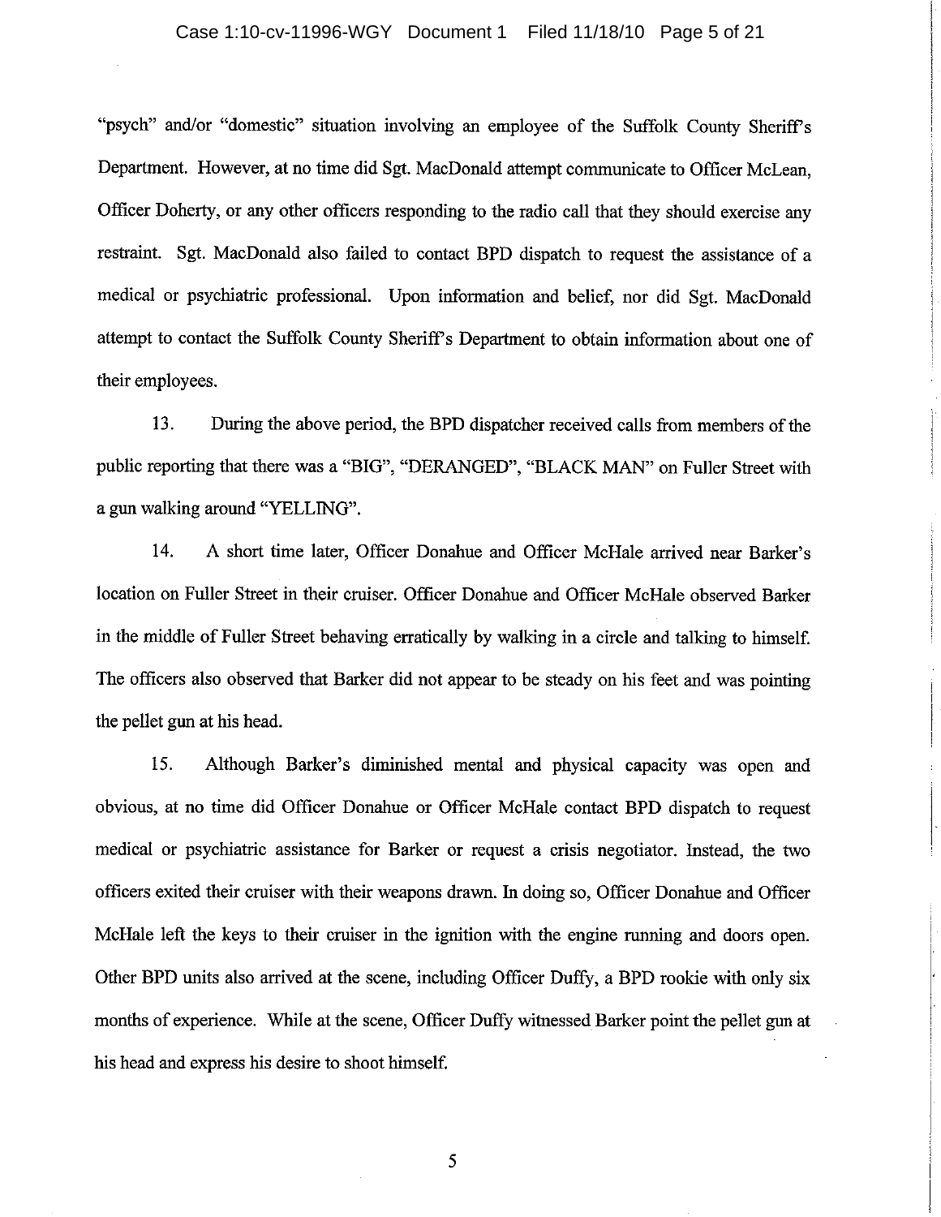"psych" and/or "domestic" situation involving an employee of the Suffolk County Sheriff's Department. However, at no time did Sgt. MacDonald attempt communicate to Officer McLean, Officer Doherty, or any other officers responding to the radio call that they should exercise any restraint. Sgt. MacDonald also failed to contact BPD dispatch to request the assistance of a medical or psychiatric professional. Upon information and belief, nor did Sgt. MacDonald attempt to contact the Suffolk County Sheriff's Department to obtain information about one of their employees.

13. During the above period, the BPD dispatcher received calls from members of the public reporting that there was a "BIG", "DERANGED", "BLACK MAN" on Fuller Street with a gun walking around "YELLING".

14. A short time later, Officer Donahue and Officer McHale arrived near Barker's location on Fuller Street in their cruiser. Officer Donahue and Officer McHale observed Barker in the middle of Fuller Street behaving erratically by walking in a circle and talking to himself. The officers also observed that Barker did not appear to be steady on his feet and was pointing the pellet gun at his head.

15. Although Barker's diminished mental and physical capacity was open and obvious, at no time did Officer Donahue or Officer McHale contact BPD dispatch to request medical or psychiatric assistance for Barker or request a crisis negotiator. Instead, the two officers exited their cruiser with their weapons drawn. In doing so, Officer Donahue and Officer McHale left the keys to their cruiser in the ignition with the engine running and doors open. Other BPD units also arrived at the scene, including Officer Duffy, a BPD rookie with only six months of experience. While at the scene, Officer Duffy witnessed Barker point the pellet gun at his head and express his desire to shoot himself.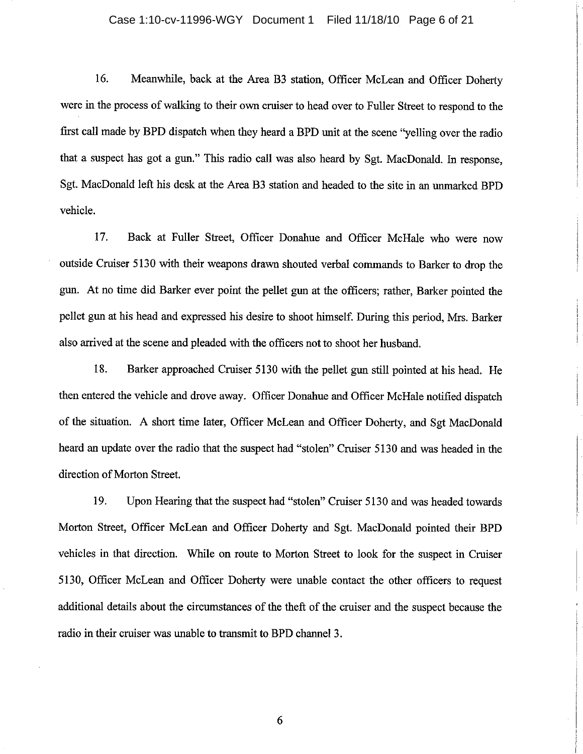16. Meanwhile, back at the Area B3 station, Officer McLean and Officer Doherty were in the process of walking to their own cruiser to head over to Fuller Street to respond to the first call made by BPD dispatch when they heard a BPD unit at the scene "yelling over the radio that a suspect has got a gun." This radio call was also heard by Sgt. MacDonald. In response, Sgt. MacDonald left his desk at the Area B3 station and headed to the site in an unmarked BPD vehicle.

17. Back at Fuller Street, Officer Donahue and Officer McHale who were now outside Cruiser 5130 with their weapons drawn shouted verbal commands to Barker to drop the gun. At no time did Barker ever point the pellet gun at the officers; rather, Barker pointed the pellet gun at his head and expressed his desire to shoot himself. During this period, Mrs. Barker also arrived at the scene and pleaded with the officers not to shoot her husband.

18. Barker approached Cruiser 5130 with the pellet gun still pointed at his head. He then entered the vehicle and drove away. Officer Donahue and Officer McHale notified dispatch of the situation. A short time later, Officer McLean and Officer Doherty, and Sgt MacDonald heard an update over the radio that the suspect had "stolen" Cruiser 5130 and was headed in the direction of Morton Street.

19. Upon Hearing that the suspect had "stolen" Cruiser 5130 and was headed towards Morton Street, Officer McLean and Officer Doherty and Sgt. MacDonald pointed their BPD vehicles in that direction. While on route to Morton Street to look for the suspect in Cruiser 5130, Officer McLean and Officer Doherty were unable contact the other officers to request additional details about the circumstances of the theft of the cruiser and the suspect because the radio in their cruiser was unable to transmit to BPD channel 3.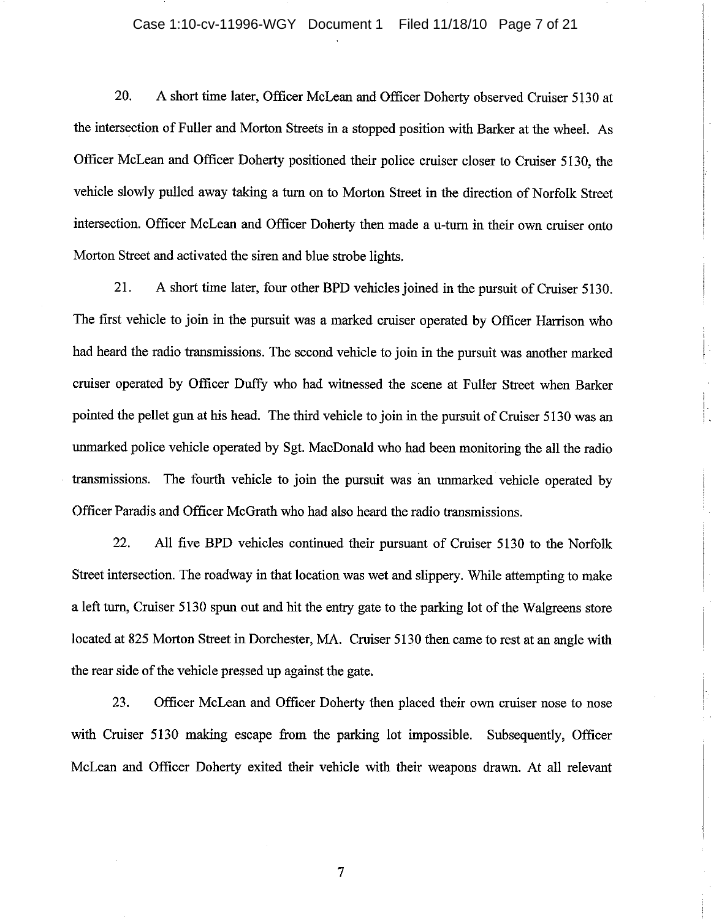20. A short time later, Officer McLean and Officer Doherty observed Cruiser 5130 at the intersection of Fuller and Morton Streets in a stopped position with Barker at the wheel. As Officer McLean and Officer Doherty positioned their police cruiser closer to Cruiser 5130, the vehicle slowly pulled away taking a turn on to Morton Street in the direction of Norfolk Street intersection. Officer McLean and Officer Doherty then made a u-turn in their own cruiser onto Morton Street and activated the siren and blue strobe lights.

21. A short time later, four other BPD vehicles joined in the pursuit of Cruiser 5130. The first vehicle to join in the pursuit was a marked cruiser operated by Officer Harrison who had heard the radio transmissions. The second vehicle to join in the pursuit was another marked cruiser operated by Officer Duffy who had witnessed the scene at Fuller Street when Barker pointed the pellet gun at his head. The third vehicle to join in the pursuit of Cruiser 5130 was an unmarked police vehicle operated by Sgt. MacDonald who had been monitoring the all the radio transmissions. The fourth vehicle to join the pursuit was an unmarked vehicle operated by Officer Paradis and Officer McGrath who had also heard the radio transmissions.

22. All five BPD vehicles continued their pursuant of Cruiser 5130 to the Norfolk Street intersection. The roadway in that location was wet and slippery. While attempting to make a left turn, Cruiser 5130 spun out and hit the entry gate to the parking lot of the Walgreens store located at 825 Morton Street in Dorchester, MA. Cruiser 5130 then came to rest at an angle with the rear side of the vehicle pressed up against the gate.

23. Officer McLean and Officer Doherty then placed their own cruiser nose to nose with Cruiser 5130 making escape from the parking lot impossible. Subsequently, Officer McLean and Officer Doherty exited their vehicle with their weapons drawn. At all relevant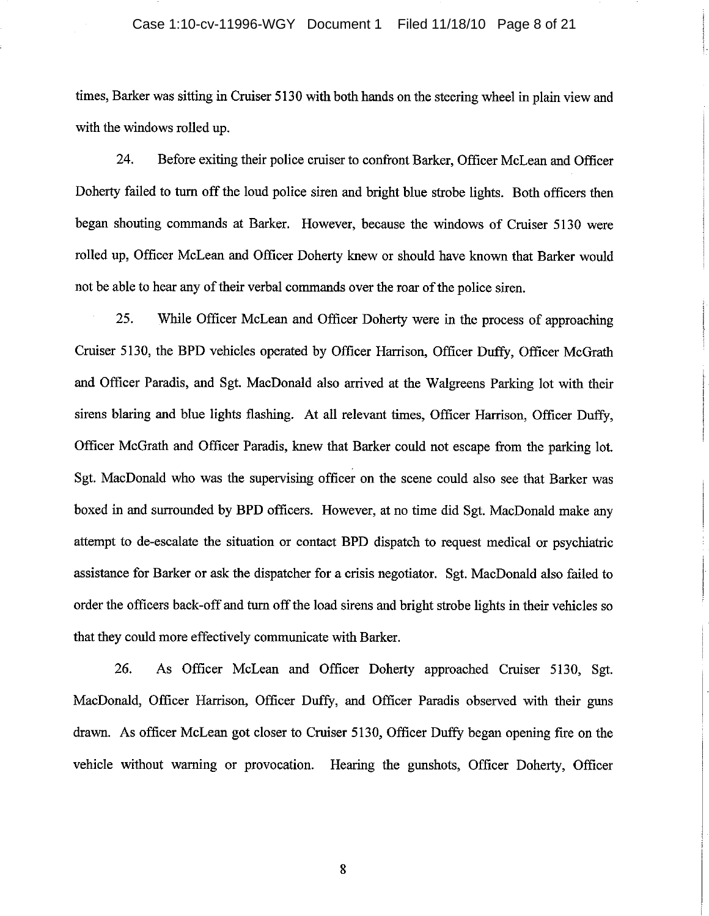times, Barker was sitting in Cruiser 5130 with both hands on the steering wheel in plain view and with the windows rolled up.

24. Before exiting their police cruiser to confront Barker, Officer McLean and Officer Doherty failed to turn off the loud police siren and bright blue strobe lights. Both officers then began shouting commands at Barker. However, because the windows of Cruiser 5130 were rolled up, Officer McLean and Officer Doherty knew or should have known that Barker would not be able to hear any of their verbal commands over the roar of the police siren.

25. While Officer McLean and Officer Doherty were in the process of approaching Cruiser 5130, the BPD vehicles operated by Officer Harrison, Officer Duffy, Officer McGrath and Officer Paradis, and Sgt. MacDonald also arrived at the Walgreens Parking lot with their sirens blaring and blue lights flashing. At all relevant times, Officer Harrison, Officer Duffy, Officer McGrath and Officer Paradis, knew that Barker could not escape from the parking lot. Sgt. MacDonald who was the supervising officer on the scene could also see that Barker was boxed in and surrounded by BPD officers. However, at no time did Sgt. MacDonald make any attempt to de-escalate the situation or contact BPD dispatch to request medical or psychiatric assistance for Barker or ask the dispatcher for a crisis negotiator. Sgt. MacDonald also failed to order the officers back-off and turn off the load sirens and bright strobe lights in their vehicles so that they could more effectively communicate with Barker.

26. As Officer McLean and Officer Doherty approached Cruiser 5130, Sgt. MacDonald, Officer Harrison, Officer Duffy, and Officer Paradis observed with their guns drawn. As officer McLean got closer to Cruiser 5130, Officer Duffy began opening fire on the vehicle without warning or provocation. Hearing the gunshots, Officer Doherty, Officer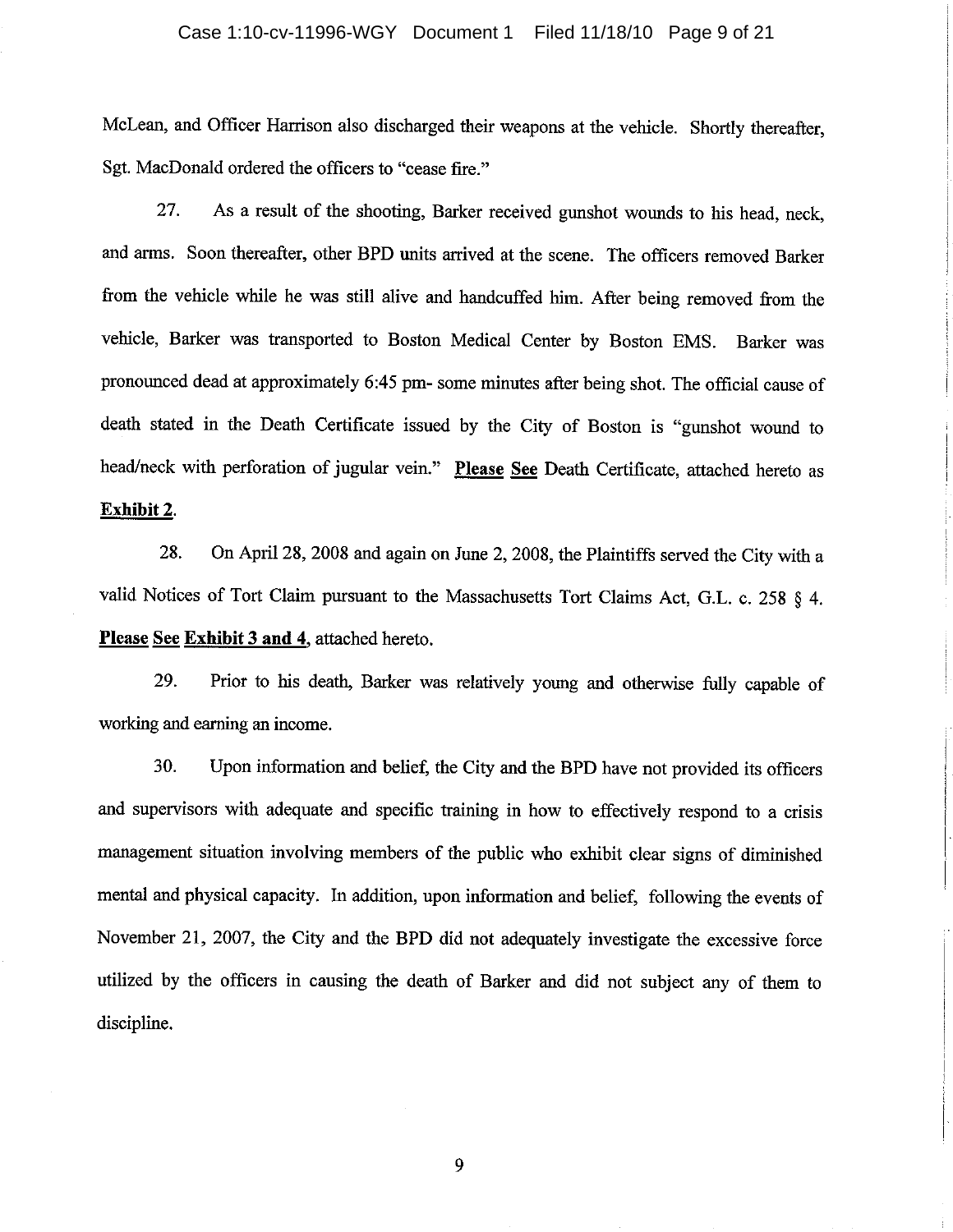McLean, and Officer Harrison also discharged their weapons at the vehicle. Shortly thereafter, Sgt. MacDonald ordered the officers to "cease fire."

27. As a result of the shooting, Barker received gunshot wounds to his head, neck, and arms. Soon thereafter, other BPD units arrived at the scene. The officers removed Barker from the vehicle while he was still alive and handcuffed him. After being removed from the vehicle, Barker was transported to Boston Medical Center by Boston EMS. Barker was pronounced dead at approximately 6:45 pm- some minutes after being shot. The official cause of death stated in the Death Certificate issued by the City of Boston is "gunshot wound to head/neck with perforation of jugular vein." **Please See** Death Certificate, attached hereto as **Exhibit 2**.

28. On April 28, 2008 and again on June 2, 2008, the Plaintiffs served the City with a valid Notices of Tort Claim pursuant to the Massachusetts Tort Claims Act, G.L. c. 258 § 4. **Please See Exhibit 3 and 4**, attached hereto.

29. Prior to his death, Barker was relatively young and otherwise fully capable of working and earning an income.

30. Upon information and belief, the City and the BPD have not provided its officers and supervisors with adequate and specific training in how to effectively respond to a crisis management situation involving members of the public who exhibit clear signs of diminished mental and physical capacity. In addition, upon information and belief, following the events of November 21, 2007, the City and the BPD did not adequately investigate the excessive force utilized by the officers in causing the death of Barker and did not subject any of them to discipline.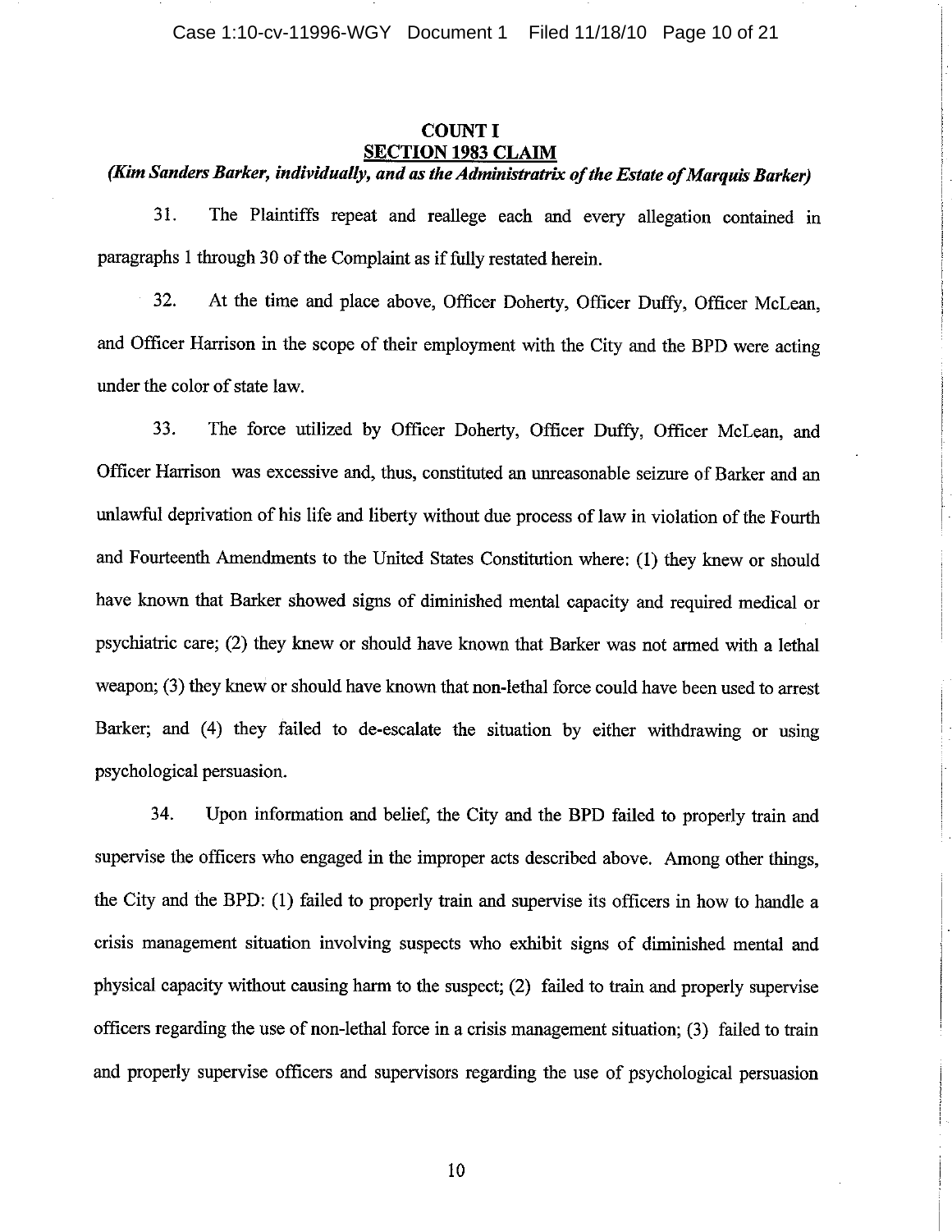## COUNT I
## SECTION 1983 CLAIM

***(Kim Sanders Barker, individually, and as the Administratrix of the Estate of Marquis Barker)***

31. The Plaintiffs repeat and reallege each and every allegation contained in paragraphs 1 through 30 of the Complaint as if fully restated herein.

32. At the time and place above, Officer Doherty, Officer Duffy, Officer McLean, and Officer Harrison in the scope of their employment with the City and the BPD were acting under the color of state law.

33. The force utilized by Officer Doherty, Officer Duffy, Officer McLean, and Officer Harrison was excessive and, thus, constituted an unreasonable seizure of Barker and an unlawful deprivation of his life and liberty without due process of law in violation of the Fourth and Fourteenth Amendments to the United States Constitution where: (1) they knew or should have known that Barker showed signs of diminished mental capacity and required medical or psychiatric care; (2) they knew or should have known that Barker was not armed with a lethal weapon; (3) they knew or should have known that non-lethal force could have been used to arrest Barker; and (4) they failed to de-escalate the situation by either withdrawing or using psychological persuasion.

34. Upon information and belief, the City and the BPD failed to properly train and supervise the officers who engaged in the improper acts described above. Among other things, the City and the BPD: (1) failed to properly train and supervise its officers in how to handle a crisis management situation involving suspects who exhibit signs of diminished mental and physical capacity without causing harm to the suspect; (2) failed to train and properly supervise officers regarding the use of non-lethal force in a crisis management situation; (3) failed to train and properly supervise officers and supervisors regarding the use of psychological persuasion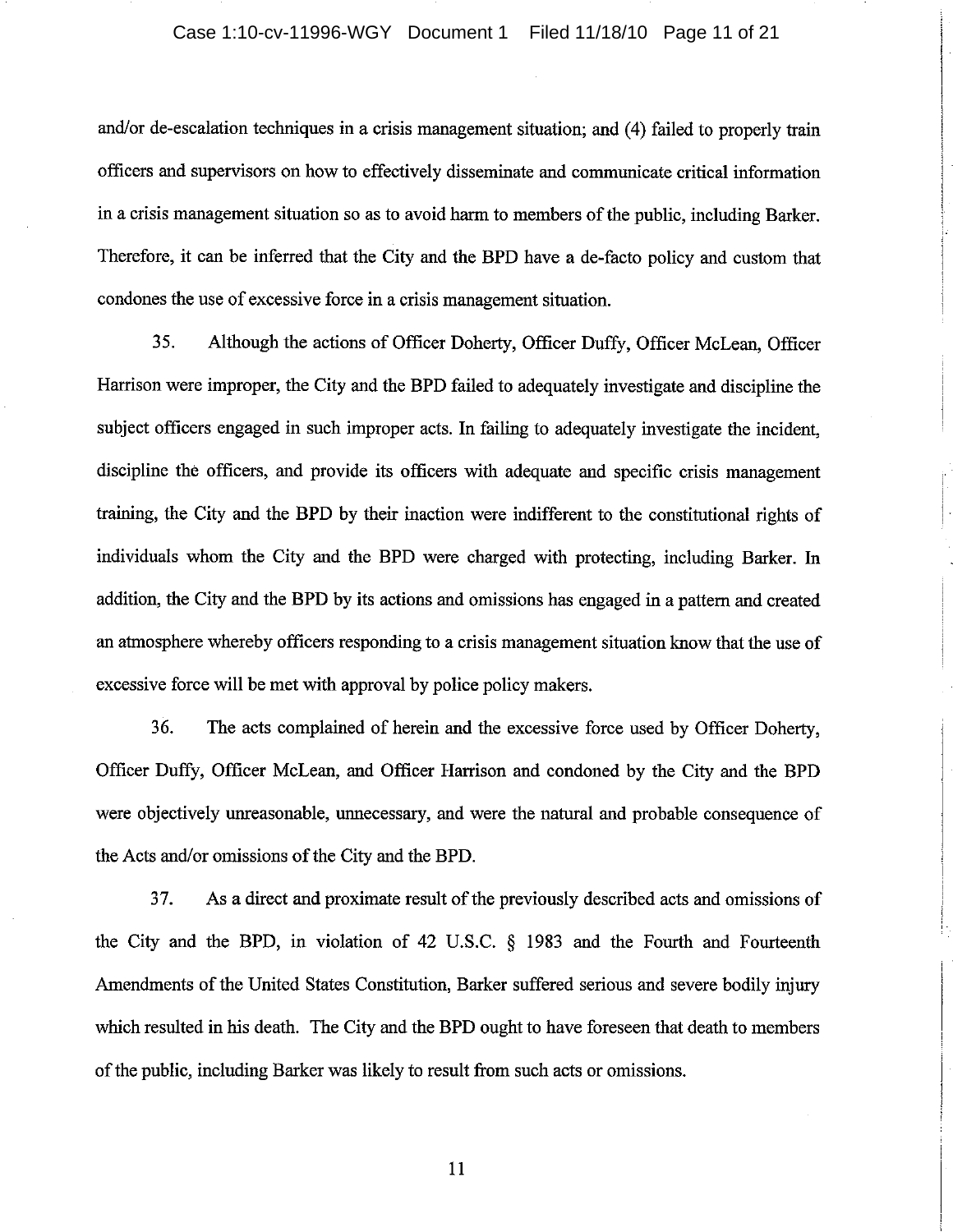and/or de-escalation techniques in a crisis management situation; and (4) failed to properly train officers and supervisors on how to effectively disseminate and communicate critical information in a crisis management situation so as to avoid harm to members of the public, including Barker. Therefore, it can be inferred that the City and the BPD have a de-facto policy and custom that condones the use of excessive force in a crisis management situation.

35. Although the actions of Officer Doherty, Officer Duffy, Officer McLean, Officer Harrison were improper, the City and the BPD failed to adequately investigate and discipline the subject officers engaged in such improper acts. In failing to adequately investigate the incident, discipline the officers, and provide its officers with adequate and specific crisis management training, the City and the BPD by their inaction were indifferent to the constitutional rights of individuals whom the City and the BPD were charged with protecting, including Barker. In addition, the City and the BPD by its actions and omissions has engaged in a pattern and created an atmosphere whereby officers responding to a crisis management situation know that the use of excessive force will be met with approval by police policy makers.

36. The acts complained of herein and the excessive force used by Officer Doherty, Officer Duffy, Officer McLean, and Officer Harrison and condoned by the City and the BPD were objectively unreasonable, unnecessary, and were the natural and probable consequence of the Acts and/or omissions of the City and the BPD.

37. As a direct and proximate result of the previously described acts and omissions of the City and the BPD, in violation of 42 U.S.C. § 1983 and the Fourth and Fourteenth Amendments of the United States Constitution, Barker suffered serious and severe bodily injury which resulted in his death. The City and the BPD ought to have foreseen that death to members of the public, including Barker was likely to result from such acts or omissions.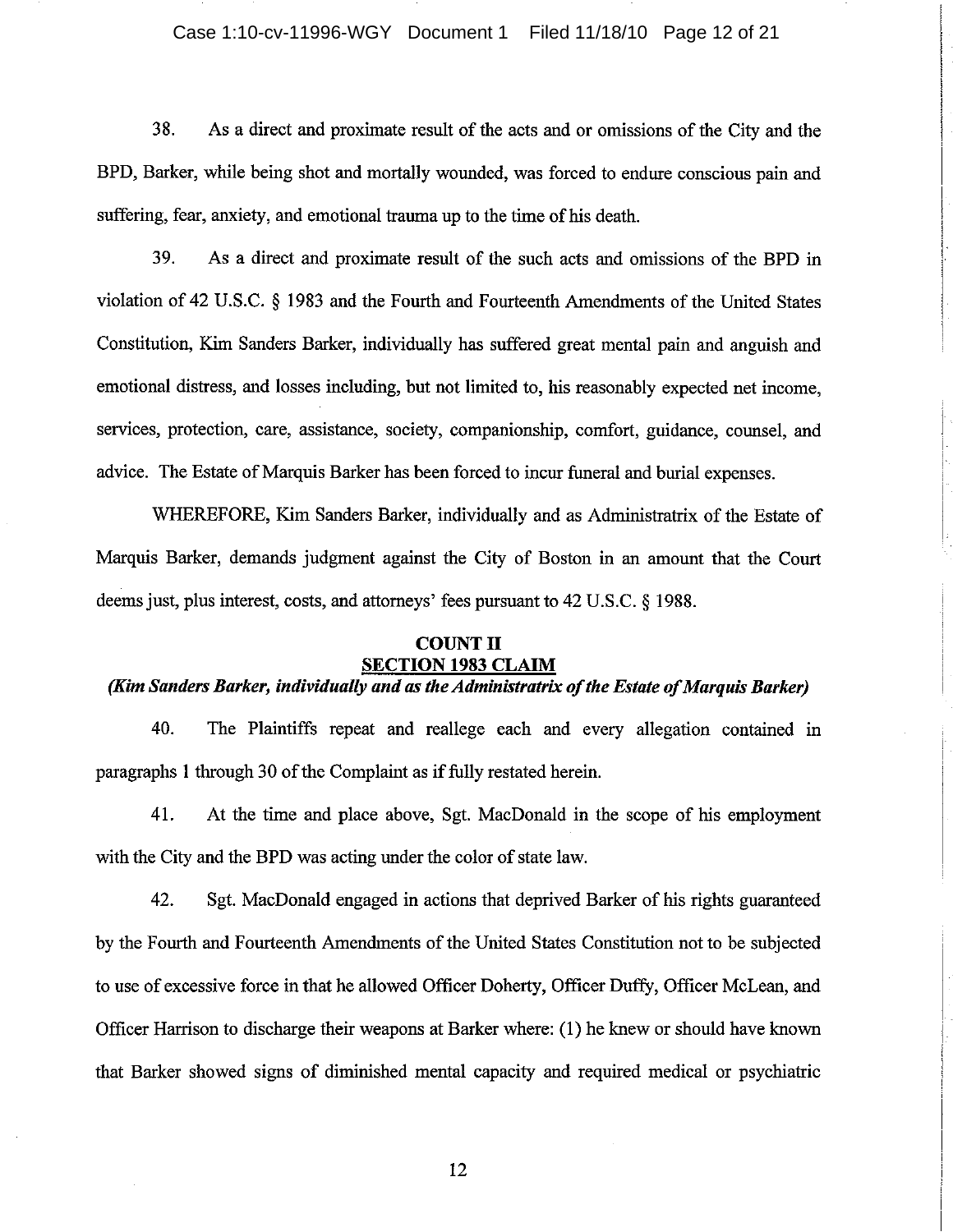38. As a direct and proximate result of the acts and or omissions of the City and the BPD, Barker, while being shot and mortally wounded, was forced to endure conscious pain and suffering, fear, anxiety, and emotional trauma up to the time of his death.

39. As a direct and proximate result of the such acts and omissions of the BPD in violation of 42 U.S.C. § 1983 and the Fourth and Fourteenth Amendments of the United States Constitution, Kim Sanders Barker, individually has suffered great mental pain and anguish and emotional distress, and losses including, but not limited to, his reasonably expected net income, services, protection, care, assistance, society, companionship, comfort, guidance, counsel, and advice. The Estate of Marquis Barker has been forced to incur funeral and burial expenses.

WHEREFORE, Kim Sanders Barker, individually and as Administratrix of the Estate of Marquis Barker, demands judgment against the City of Boston in an amount that the Court deems just, plus interest, costs, and attorneys' fees pursuant to 42 U.S.C. § 1988.

**COUNT II**
**SECTION 1983 CLAIM**
***(Kim Sanders Barker, individually and as the Administratrix of the Estate of Marquis Barker)***

40. The Plaintiffs repeat and reallege each and every allegation contained in paragraphs 1 through 30 of the Complaint as if fully restated herein.

41. At the time and place above, Sgt. MacDonald in the scope of his employment with the City and the BPD was acting under the color of state law.

42. Sgt. MacDonald engaged in actions that deprived Barker of his rights guaranteed by the Fourth and Fourteenth Amendments of the United States Constitution not to be subjected to use of excessive force in that he allowed Officer Doherty, Officer Duffy, Officer McLean, and Officer Harrison to discharge their weapons at Barker where: (1) he knew or should have known that Barker showed signs of diminished mental capacity and required medical or psychiatric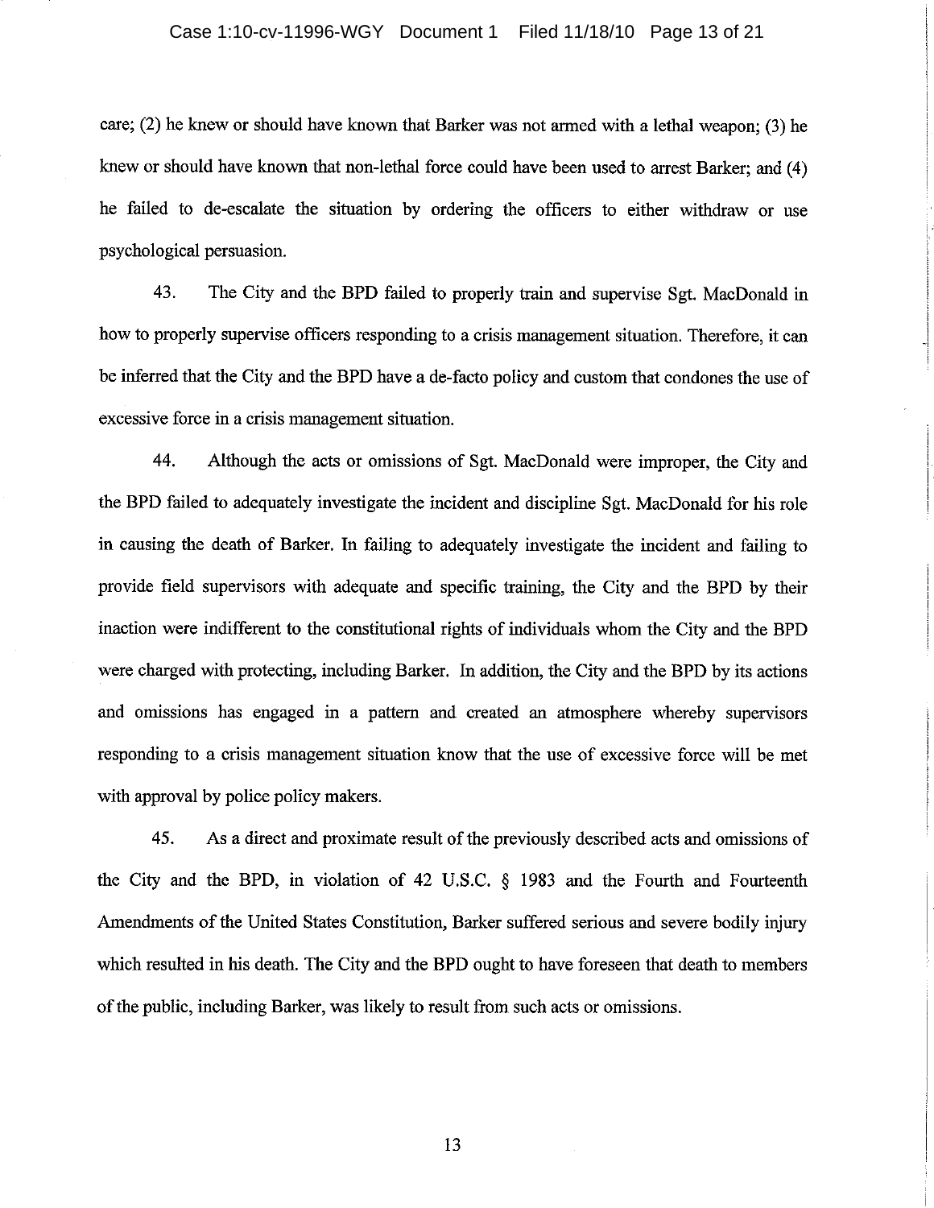care; (2) he knew or should have known that Barker was not armed with a lethal weapon; (3) he knew or should have known that non-lethal force could have been used to arrest Barker; and (4) he failed to de-escalate the situation by ordering the officers to either withdraw or use psychological persuasion.

43. The City and the BPD failed to properly train and supervise Sgt. MacDonald in how to properly supervise officers responding to a crisis management situation. Therefore, it can be inferred that the City and the BPD have a de-facto policy and custom that condones the use of excessive force in a crisis management situation.

44. Although the acts or omissions of Sgt. MacDonald were improper, the City and the BPD failed to adequately investigate the incident and discipline Sgt. MacDonald for his role in causing the death of Barker. In failing to adequately investigate the incident and failing to provide field supervisors with adequate and specific training, the City and the BPD by their inaction were indifferent to the constitutional rights of individuals whom the City and the BPD were charged with protecting, including Barker. In addition, the City and the BPD by its actions and omissions has engaged in a pattern and created an atmosphere whereby supervisors responding to a crisis management situation know that the use of excessive force will be met with approval by police policy makers.

45. As a direct and proximate result of the previously described acts and omissions of the City and the BPD, in violation of 42 U.S.C. § 1983 and the Fourth and Fourteenth Amendments of the United States Constitution, Barker suffered serious and severe bodily injury which resulted in his death. The City and the BPD ought to have foreseen that death to members of the public, including Barker, was likely to result from such acts or omissions.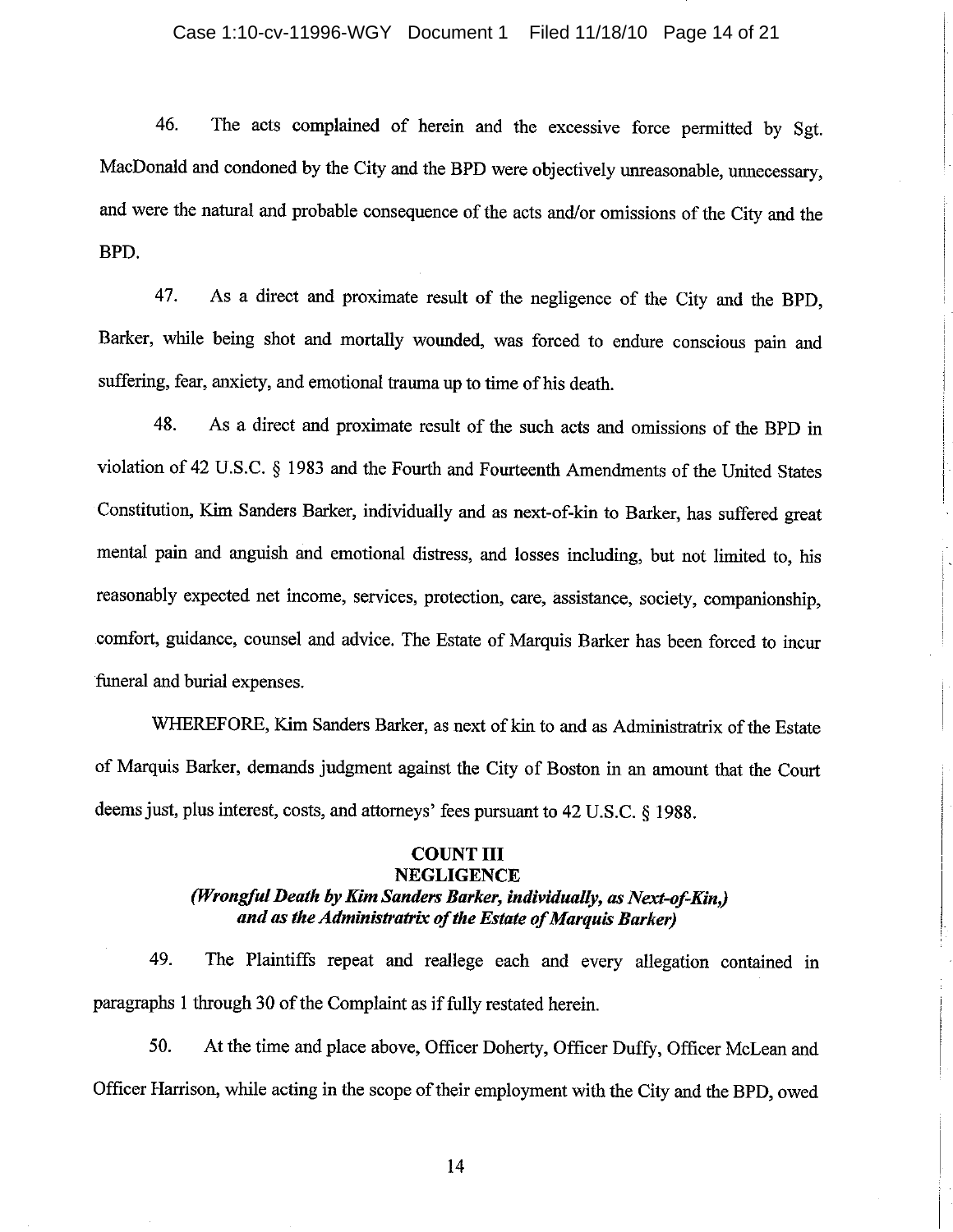46. The acts complained of herein and the excessive force permitted by Sgt. MacDonald and condoned by the City and the BPD were objectively unreasonable, unnecessary, and were the natural and probable consequence of the acts and/or omissions of the City and the BPD.

47. As a direct and proximate result of the negligence of the City and the BPD, Barker, while being shot and mortally wounded, was forced to endure conscious pain and suffering, fear, anxiety, and emotional trauma up to time of his death.

48. As a direct and proximate result of the such acts and omissions of the BPD in violation of 42 U.S.C. § 1983 and the Fourth and Fourteenth Amendments of the United States Constitution, Kim Sanders Barker, individually and as next-of-kin to Barker, has suffered great mental pain and anguish and emotional distress, and losses including, but not limited to, his reasonably expected net income, services, protection, care, assistance, society, companionship, comfort, guidance, counsel and advice. The Estate of Marquis Barker has been forced to incur funeral and burial expenses.

WHEREFORE, Kim Sanders Barker, as next of kin to and as Administratrix of the Estate of Marquis Barker, demands judgment against the City of Boston in an amount that the Court deems just, plus interest, costs, and attorneys' fees pursuant to 42 U.S.C. § 1988.

**COUNT III**
**NEGLIGENCE**
***(Wrongful Death by Kim Sanders Barker, individually, as Next-of-Kin,)***
***and as the Administratrix of the Estate of Marquis Barker)***

49. The Plaintiffs repeat and reallege each and every allegation contained in paragraphs 1 through 30 of the Complaint as if fully restated herein.

50. At the time and place above, Officer Doherty, Officer Duffy, Officer McLean and Officer Harrison, while acting in the scope of their employment with the City and the BPD, owed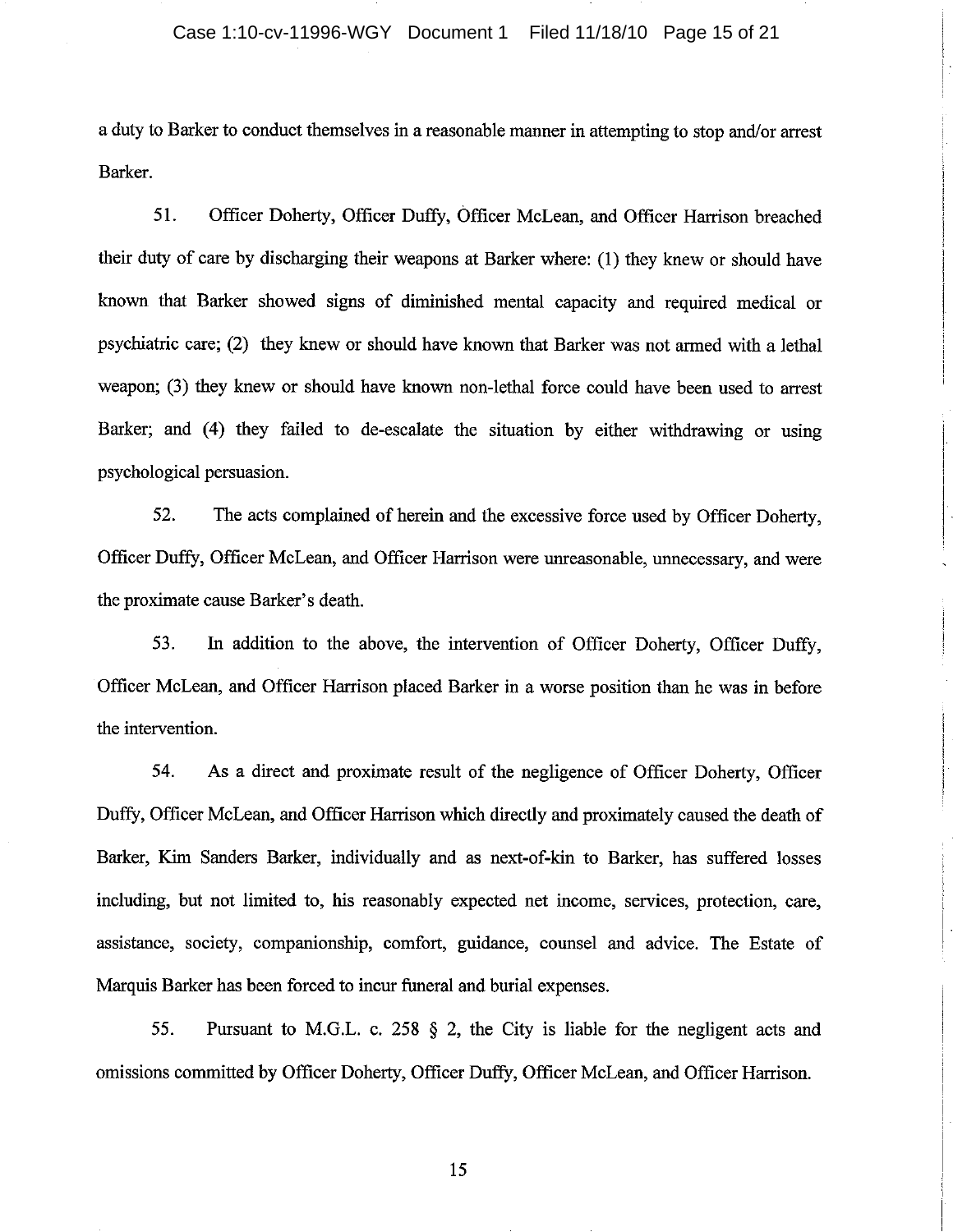a duty to Barker to conduct themselves in a reasonable manner in attempting to stop and/or arrest Barker.

51. Officer Doherty, Officer Duffy, Officer McLean, and Officer Harrison breached their duty of care by discharging their weapons at Barker where: (1) they knew or should have known that Barker showed signs of diminished mental capacity and required medical or psychiatric care; (2) they knew or should have known that Barker was not armed with a lethal weapon; (3) they knew or should have known non-lethal force could have been used to arrest Barker; and (4) they failed to de-escalate the situation by either withdrawing or using psychological persuasion.

52. The acts complained of herein and the excessive force used by Officer Doherty, Officer Duffy, Officer McLean, and Officer Harrison were unreasonable, unnecessary, and were the proximate cause Barker's death.

53. In addition to the above, the intervention of Officer Doherty, Officer Duffy, Officer McLean, and Officer Harrison placed Barker in a worse position than he was in before the intervention.

54. As a direct and proximate result of the negligence of Officer Doherty, Officer Duffy, Officer McLean, and Officer Harrison which directly and proximately caused the death of Barker, Kim Sanders Barker, individually and as next-of-kin to Barker, has suffered losses including, but not limited to, his reasonably expected net income, services, protection, care, assistance, society, companionship, comfort, guidance, counsel and advice. The Estate of Marquis Barker has been forced to incur funeral and burial expenses.

55. Pursuant to M.G.L. c. 258 § 2, the City is liable for the negligent acts and omissions committed by Officer Doherty, Officer Duffy, Officer McLean, and Officer Harrison.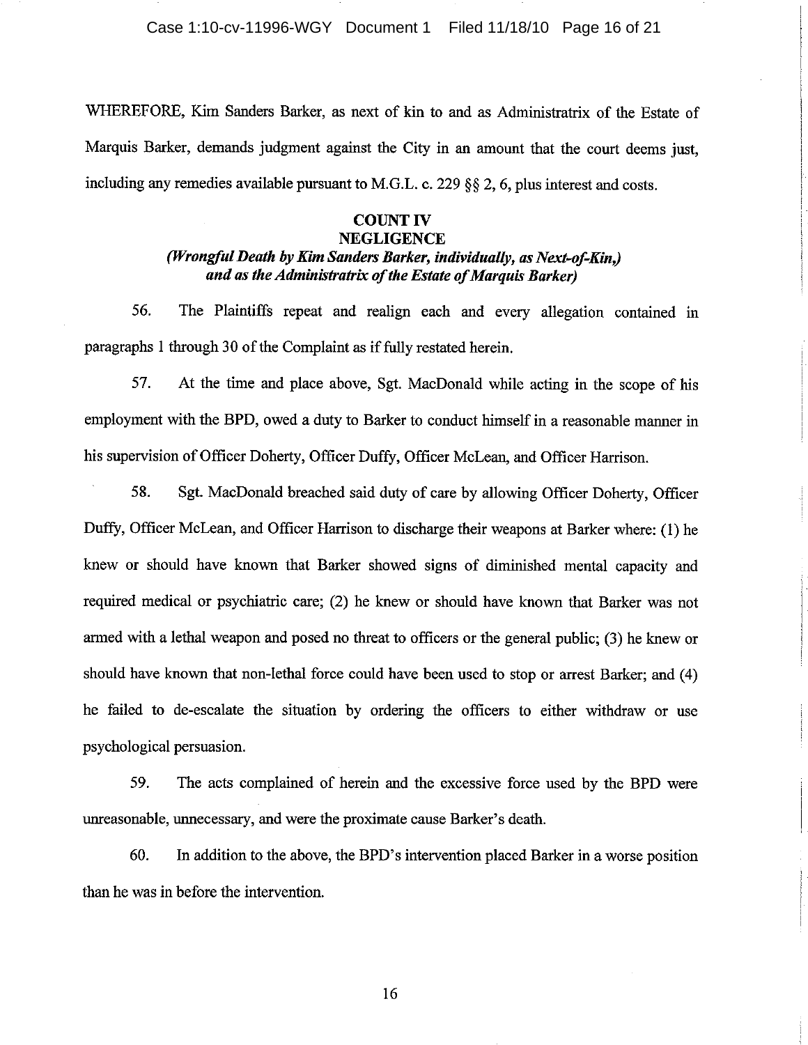WHEREFORE, Kim Sanders Barker, as next of kin to and as Administratrix of the Estate of Marquis Barker, demands judgment against the City in an amount that the court deems just, including any remedies available pursuant to M.G.L. c. 229 §§ 2, 6, plus interest and costs.

**COUNT IV**
**NEGLIGENCE**
***(Wrongful Death by Kim Sanders Barker, individually, as Next-of-Kin,) and as the Administratrix of the Estate of Marquis Barker)***

56. The Plaintiffs repeat and realign each and every allegation contained in paragraphs 1 through 30 of the Complaint as if fully restated herein.

57. At the time and place above, Sgt. MacDonald while acting in the scope of his employment with the BPD, owed a duty to Barker to conduct himself in a reasonable manner in his supervision of Officer Doherty, Officer Duffy, Officer McLean, and Officer Harrison.

58. Sgt. MacDonald breached said duty of care by allowing Officer Doherty, Officer Duffy, Officer McLean, and Officer Harrison to discharge their weapons at Barker where: (1) he knew or should have known that Barker showed signs of diminished mental capacity and required medical or psychiatric care; (2) he knew or should have known that Barker was not armed with a lethal weapon and posed no threat to officers or the general public; (3) he knew or should have known that non-lethal force could have been used to stop or arrest Barker; and (4) he failed to de-escalate the situation by ordering the officers to either withdraw or use psychological persuasion.

59. The acts complained of herein and the excessive force used by the BPD were unreasonable, unnecessary, and were the proximate cause Barker's death.

60. In addition to the above, the BPD's intervention placed Barker in a worse position than he was in before the intervention.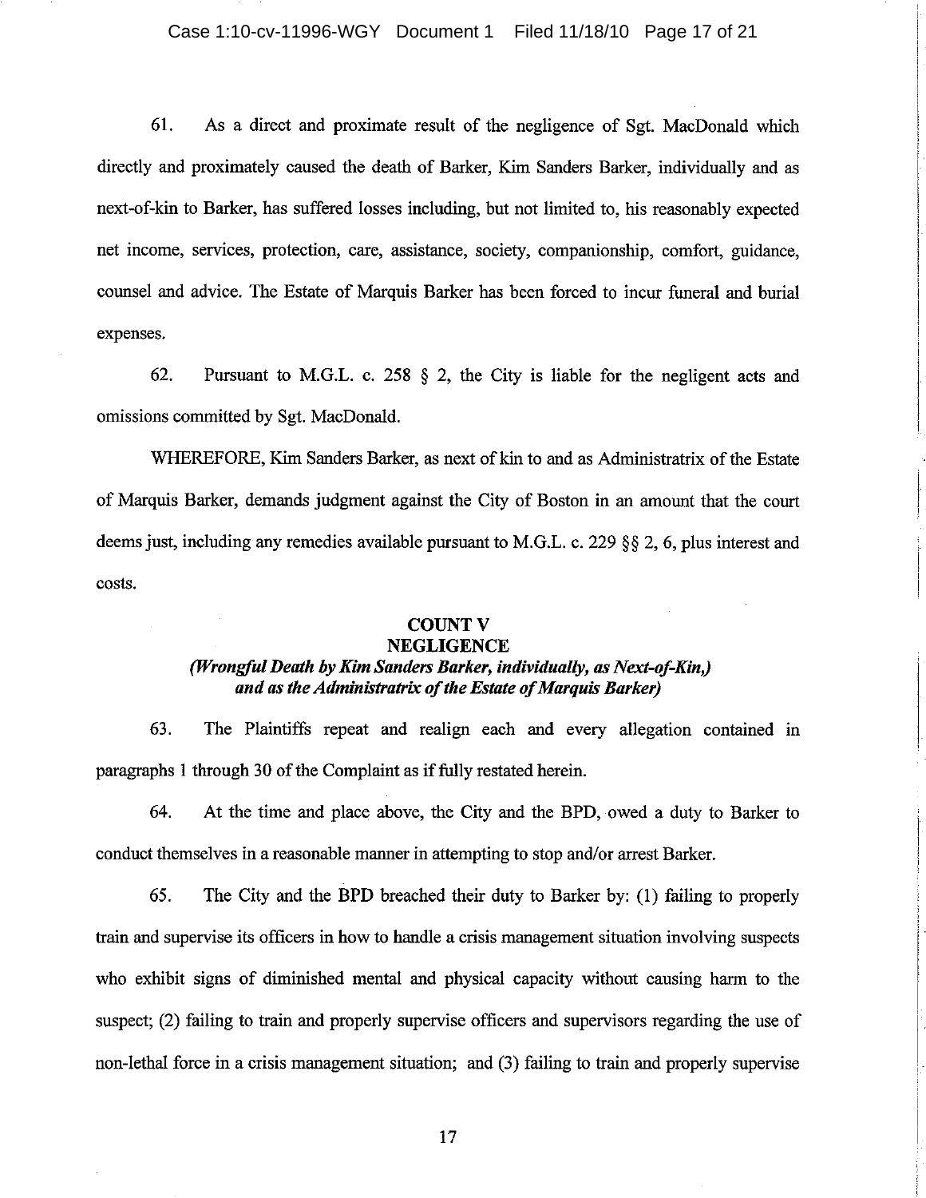61. As a direct and proximate result of the negligence of Sgt. MacDonald which directly and proximately caused the death of Barker, Kim Sanders Barker, individually and as next-of-kin to Barker, has suffered losses including, but not limited to, his reasonably expected net income, services, protection, care, assistance, society, companionship, comfort, guidance, counsel and advice. The Estate of Marquis Barker has been forced to incur funeral and burial expenses.

62. Pursuant to M.G.L. c. 258 § 2, the City is liable for the negligent acts and omissions committed by Sgt. MacDonald.

WHEREFORE, Kim Sanders Barker, as next of kin to and as Administratrix of the Estate of Marquis Barker, demands judgment against the City of Boston in an amount that the court deems just, including any remedies available pursuant to M.G.L. c. 229 §§ 2, 6, plus interest and costs.

## COUNT V
## NEGLIGENCE
### *(Wrongful Death by Kim Sanders Barker, individually, as Next-of-Kin,) and as the Administratrix of the Estate of Marquis Barker)*

63. The Plaintiffs repeat and realign each and every allegation contained in paragraphs 1 through 30 of the Complaint as if fully restated herein.

64. At the time and place above, the City and the BPD, owed a duty to Barker to conduct themselves in a reasonable manner in attempting to stop and/or arrest Barker.

65. The City and the BPD breached their duty to Barker by: (1) failing to properly train and supervise its officers in how to handle a crisis management situation involving suspects who exhibit signs of diminished mental and physical capacity without causing harm to the suspect; (2) failing to train and properly supervise officers and supervisors regarding the use of non-lethal force in a crisis management situation; and (3) failing to train and properly supervise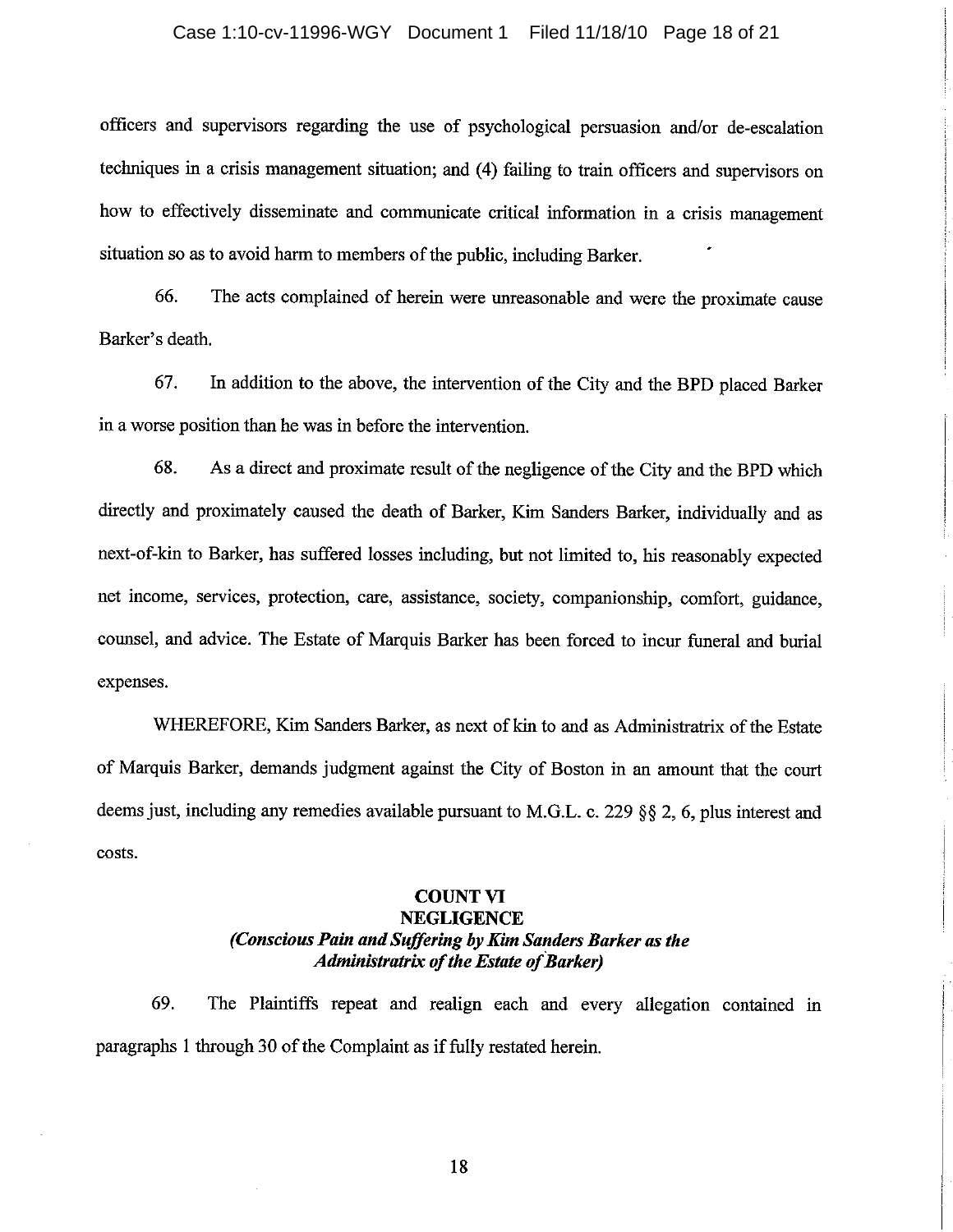officers and supervisors regarding the use of psychological persuasion and/or de-escalation techniques in a crisis management situation; and (4) failing to train officers and supervisors on how to effectively disseminate and communicate critical information in a crisis management situation so as to avoid harm to members of the public, including Barker.

66. The acts complained of herein were unreasonable and were the proximate cause Barker's death.

67. In addition to the above, the intervention of the City and the BPD placed Barker in a worse position than he was in before the intervention.

68. As a direct and proximate result of the negligence of the City and the BPD which directly and proximately caused the death of Barker, Kim Sanders Barker, individually and as next-of-kin to Barker, has suffered losses including, but not limited to, his reasonably expected net income, services, protection, care, assistance, society, companionship, comfort, guidance, counsel, and advice. The Estate of Marquis Barker has been forced to incur funeral and burial expenses.

WHEREFORE, Kim Sanders Barker, as next of kin to and as Administratrix of the Estate of Marquis Barker, demands judgment against the City of Boston in an amount that the court deems just, including any remedies available pursuant to M.G.L. c. 229 §§ 2, 6, plus interest and costs.

**COUNT VI**
**NEGLIGENCE**
***(Conscious Pain and Suffering by Kim Sanders Barker as the Administratrix of the Estate of Barker)***

69. The Plaintiffs repeat and realign each and every allegation contained in paragraphs 1 through 30 of the Complaint as if fully restated herein.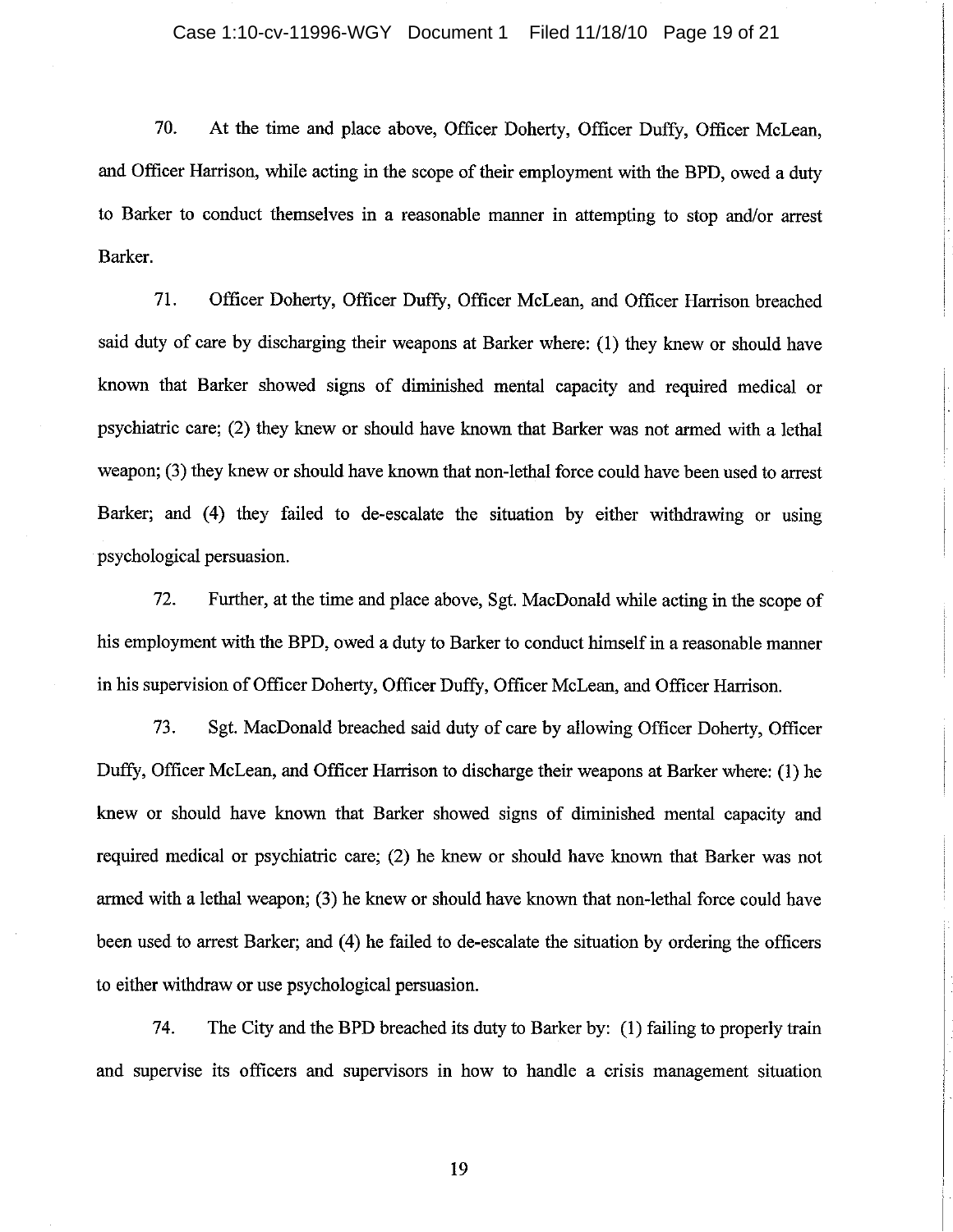70. At the time and place above, Officer Doherty, Officer Duffy, Officer McLean, and Officer Harrison, while acting in the scope of their employment with the BPD, owed a duty to Barker to conduct themselves in a reasonable manner in attempting to stop and/or arrest Barker.

71. Officer Doherty, Officer Duffy, Officer McLean, and Officer Harrison breached said duty of care by discharging their weapons at Barker where: (1) they knew or should have known that Barker showed signs of diminished mental capacity and required medical or psychiatric care; (2) they knew or should have known that Barker was not armed with a lethal weapon; (3) they knew or should have known that non-lethal force could have been used to arrest Barker; and (4) they failed to de-escalate the situation by either withdrawing or using psychological persuasion.

72. Further, at the time and place above, Sgt. MacDonald while acting in the scope of his employment with the BPD, owed a duty to Barker to conduct himself in a reasonable manner in his supervision of Officer Doherty, Officer Duffy, Officer McLean, and Officer Harrison.

73. Sgt. MacDonald breached said duty of care by allowing Officer Doherty, Officer Duffy, Officer McLean, and Officer Harrison to discharge their weapons at Barker where: (1) he knew or should have known that Barker showed signs of diminished mental capacity and required medical or psychiatric care; (2) he knew or should have known that Barker was not armed with a lethal weapon; (3) he knew or should have known that non-lethal force could have been used to arrest Barker; and (4) he failed to de-escalate the situation by ordering the officers to either withdraw or use psychological persuasion.

74. The City and the BPD breached its duty to Barker by: (1) failing to properly train and supervise its officers and supervisors in how to handle a crisis management situation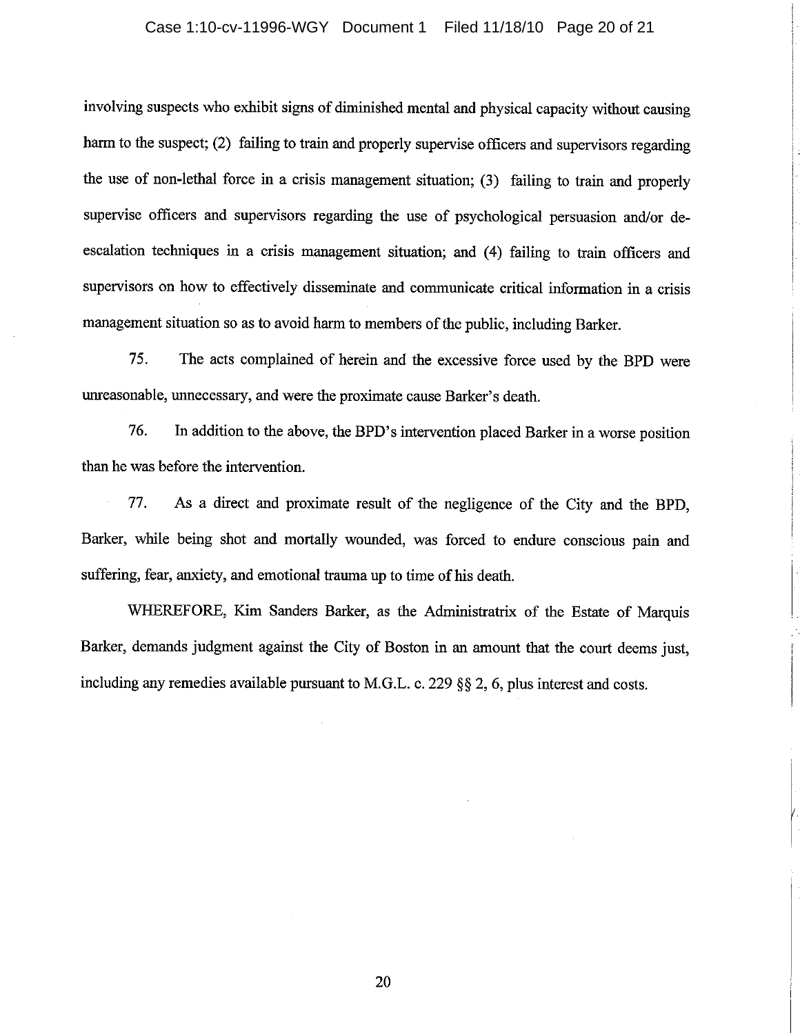involving suspects who exhibit signs of diminished mental and physical capacity without causing harm to the suspect; (2) failing to train and properly supervise officers and supervisors regarding the use of non-lethal force in a crisis management situation; (3) failing to train and properly supervise officers and supervisors regarding the use of psychological persuasion and/or de-escalation techniques in a crisis management situation; and (4) failing to train officers and supervisors on how to effectively disseminate and communicate critical information in a crisis management situation so as to avoid harm to members of the public, including Barker.

75. The acts complained of herein and the excessive force used by the BPD were unreasonable, unnecessary, and were the proximate cause Barker's death.

76. In addition to the above, the BPD's intervention placed Barker in a worse position than he was before the intervention.

77. As a direct and proximate result of the negligence of the City and the BPD, Barker, while being shot and mortally wounded, was forced to endure conscious pain and suffering, fear, anxiety, and emotional trauma up to time of his death.

WHEREFORE, Kim Sanders Barker, as the Administratrix of the Estate of Marquis Barker, demands judgment against the City of Boston in an amount that the court deems just, including any remedies available pursuant to M.G.L. c. 229 §§ 2, 6, plus interest and costs.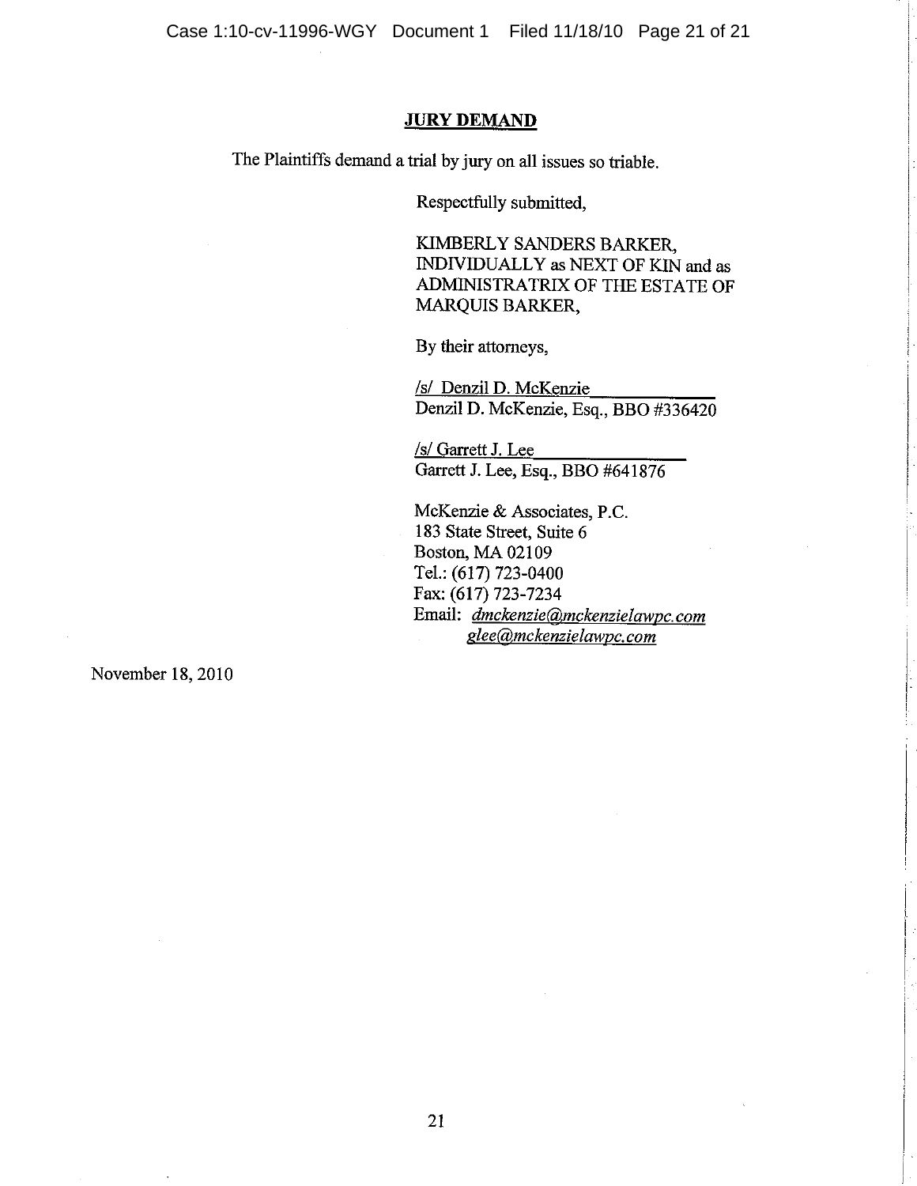## JURY DEMAND

The Plaintiffs demand a trial by jury on all issues so triable.

Respectfully submitted,

KIMBERLY SANDERS BARKER,
INDIVIDUALLY as NEXT OF KIN and as
ADMINISTRATRIX OF THE ESTATE OF
MARQUIS BARKER,

By their attorneys,

/s/ Denzil D. McKenzie
Denzil D. McKenzie, Esq., BBO #336420

/s/ Garrett J. Lee
Garrett J. Lee, Esq., BBO #641876

McKenzie & Associates, P.C.
183 State Street, Suite 6
Boston, MA 02109
Tel.: (617) 723-0400
Fax: (617) 723-7234
Email: *dmckenzie@mckenzielawpc.com*
*glee@mckenzielawpc.com*

November 18, 2010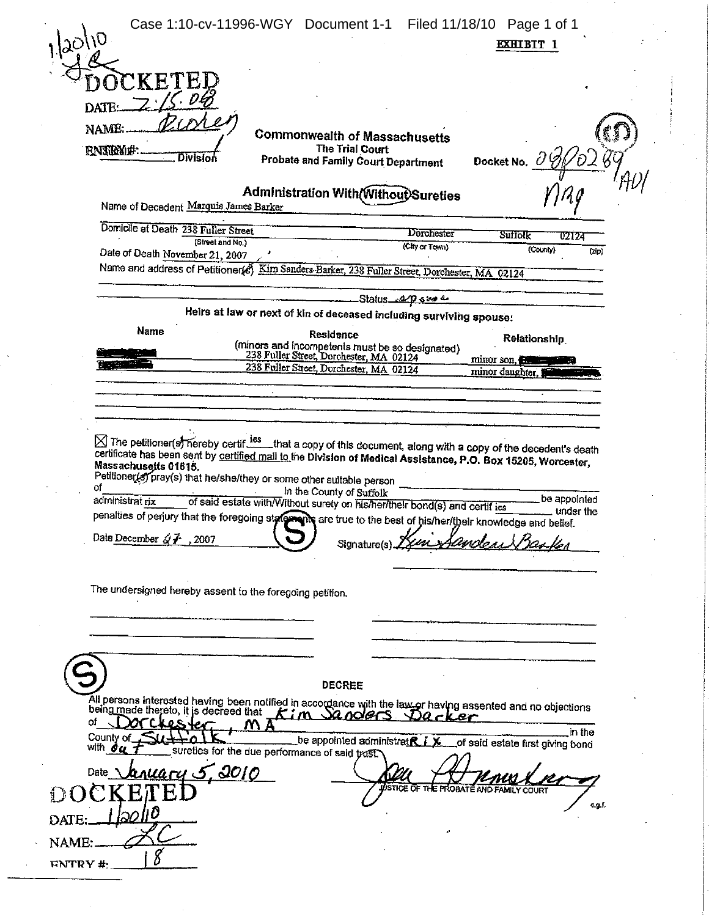1/20/10

**EXHIBIT 1**

DOCKETED
DATE: 7.15.08
NAME: Bishop
ENTRY #: ______ Division

**Commonwealth of Massachusetts**
**The Trial Court**
**Probate and Family Court Department**

Docket No. 08P0289 AD1

NRG

## Administration With/(Without) Sureties

Name of Decedent Marquis James Barker

Domicile at Death 238 Fuller Street (Street and No.) Dorchester (City or Town) Suffolk (County) 02124 (zip)

Date of Death November 21, 2007

Name and address of Petitioner(s) Kim Sanders-Barker, 238 Fuller Street, Dorchester, MA 02124

Status spouse

**Heirs at law or next of kin of deceased including surviving spouse:**

| Name | Residence (minors and incompetents must be so designated) | Relationship |
|---|---|---|
| [redacted] | 238 Fuller Street, Dorchester, MA 02124 | minor son, [redacted] |
| [redacted] | 238 Fuller Street, Dorchester, MA 02124 | minor daughter, [redacted] |

☒ The petitioner(s) hereby certifies that a copy of this document, along with a copy of the decedent's death certificate has been sent by certified mail to the Division of Medical Assistance, P.O. Box 15205, Worcester, Massachusetts 01615.

Petitioner(s) pray(s) that he/she/they or some other suitable person of ______ in the County of Suffolk ______ be appointed administratrix of said estate with/Without surety on his/her/their bond(s) and certifies under the penalties of perjury that the foregoing statements are true to the best of his/her/their knowledge and belief.

Date December 27, 2007    Signature(s) Kim Sanders Barker

The undersigned hereby assent to the foregoing petition.

## DECREE

All persons interested having been notified in accordance with the law or having assented and no objections being made thereto, it is decreed that Kim Sanders Barker of Dorchester, MA in the County of Suffolk be appointed administratrix of said estate first giving bond with out sureties for the due performance of said trust.

Date January 5, 2010

JUSTICE OF THE PROBATE AND FAMILY COURT

c.g.f.

DOCKETED
DATE: 1/20/10
NAME: LC
ENTRY #: 18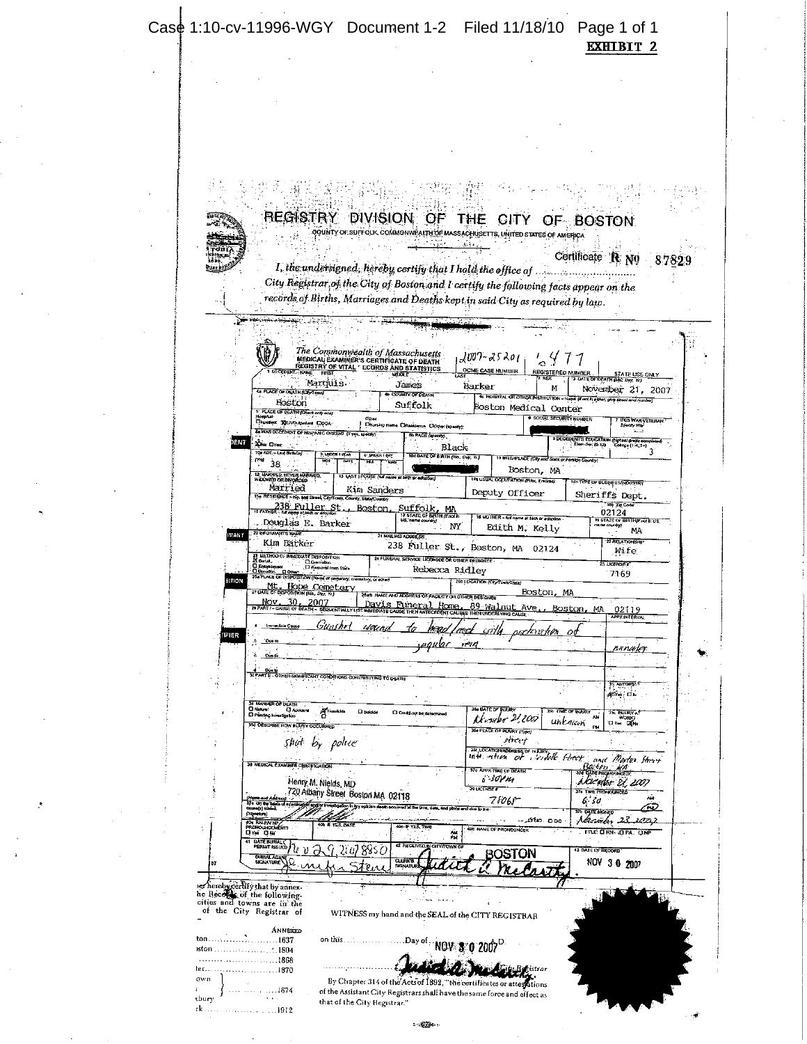**EXHIBIT 2**

# REGISTRY DIVISION OF THE CITY OF BOSTON

COUNTY OF SUFFOLK, COMMONWEALTH OF MASSACHUSETTS, UNITED STATES OF AMERICA

Certificate R No 87829

*I, the undersigned, hereby certify that I hold the office of ........................ City Registrar of the City of Boston and I certify the following facts appear on the records of Births, Marriages and Deaths kept in said City as required by law.*

**The Commonwealth of Massachusetts**
**MEDICAL EXAMINER'S CERTIFICATE OF DEATH**
**REGISTRY OF VITAL RECORDS AND STATISTICS**

OCME CASE NUMBER: 2007-25201
REGISTERED NUMBER: 6477
STATE USE ONLY

| Field | Entry |
|---|---|
| 1. Decedent's Name (First, Middle, Last) | Marquis James Barker |
| 2. Sex | M |
| 3. Date of Death (Mo., Day, Yr.) | November 21, 2007 |
| 4a. Place of Death (City/Town) | Boston |
| 4b. County of Death | Suffolk |
| 4c. Hospital or Other Institution | Boston Medical Center |
| 5. Place of Death | ER/Outpatient |
| 6. Social Security Number | [redacted] |
| 7. Was Decedent of Hispanic Origin? | No |
| 8. Race | Black |
| 9. Decedent's Education | 3 |
| 10a. Age – Last Birthday (Yrs) | 38 |
| 10d. Date of Birth | [redacted] |
| 11. Birthplace | Boston, MA |
| 12. Married, Never Married, Widowed or Divorced | Married |
| 13. Last Spouse | Kim Sanders |
| 14a. Usual Occupation | Deputy Officer |
| 14b. Type of Business/Industry | Sheriffs Dept. |
| 15a. Residence | 238 Fuller St., Boston, Suffolk, MA |
| 15b. Zip Code | 02124 |
| 16. Father | Douglas E. Barker |
| 17. State of Birth | NY |
| 18. Mother | Edith M. Kelly |
| 19. State of Birth | MA |
| 20. Informant's Name | Kim Barker |
| 21. Mailing Address | 238 Fuller St., Boston, MA 02124 |
| 22. Relationship | Wife |
| 23. Method of Immediate Disposition | Burial |
| 24. Funeral Service Licensee or Other Designee | Rebecca Ridley |
| 25. License # | 7169 |
| 26a. Place of Disposition | Mt. Hope Cemetery |
| 26b. Location | Boston, MA |
| 27. Date of Disposition | Nov. 30, 2007 |
| 28. Name and Address of Facility | Davis Funeral Home, 89 Walnut Ave., Boston, MA 02119 |

**29. Part I – Cause of Death**

a. Immediate Cause: *Gunshot wound to head/neck with perforation of jugular vein* — Approx. interval: *minutes*

**30. Part II – Other Significant Conditions Contributing to Death:**

31. Autopsy: Yes

| Field | Entry |
|---|---|
| 32. Manner of Death | Homicide |
| 33a. Date of Injury | *November 21, 2007* |
| 33b. Time of Injury | *unknown* |
| 33c. Injury at Work | No |
| 33d. Describe How Injury Occurred | *shot by police* |
| 33e. Place of Injury | *street* |
| 33f. Location/Address of Injury | *intersection of Suffolk Street and Morton Street, Boston, MA* |
| 34. Medical Examiner Certification | Henry M. Nields, MD, 720 Albany Street Boston MA 02118 |
| 37a. Approx. Time of Death | *6:30 PM* |
| 37b. Date Pronounced | *November 21, 2007* |
| 37c. License # | *75065* |
| 37d. Time Pronounced | *6:50 PM* |
| 37e. Date Signed | *November 23, 2007* |
| 41. Date Burial Permit Issued | Nov 29, 2007 8850 |
| Burial Agent Signature | *[signature]* |
| 42. Filed with City/Town of | BOSTON |
| Clerk's Signature | *Judith A. McCarthy* |
| 43. Date of Record | NOV 30 2007 |

Registrar hereby certify that by annexation the Records of the following cities and towns are in the custody of the City Registrar of

ANNEXED
ton .................. 1637
ston .................. 1804
.................. 1868
ter .................. 1870
own .................. 1874
xbury
rk .................. 1912

WITNESS my hand and the SEAL of the CITY REGISTRAR

on this ............ Day of NOV 30 2007

*Judith A. McCarthy* City Registrar

By Chapter 314 of the Acts of 1892, "the certificates or attestations of the Assistant City Registrars shall have the same force and effect as that of the City Registrar."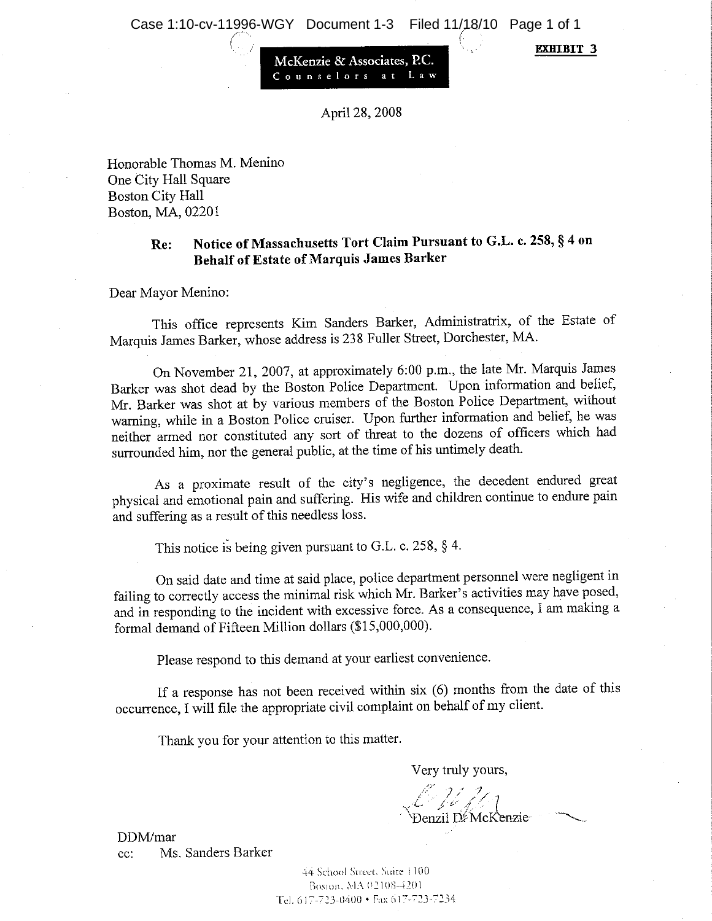**EXHIBIT 3**

McKenzie & Associates, P.C.
Counselors at Law

April 28, 2008

Honorable Thomas M. Menino
One City Hall Square
Boston City Hall
Boston, MA, 02201

**Re: Notice of Massachusetts Tort Claim Pursuant to G.L. c. 258, § 4 on Behalf of Estate of Marquis James Barker**

Dear Mayor Menino:

This office represents Kim Sanders Barker, Administratrix, of the Estate of Marquis James Barker, whose address is 238 Fuller Street, Dorchester, MA.

On November 21, 2007, at approximately 6:00 p.m., the late Mr. Marquis James Barker was shot dead by the Boston Police Department. Upon information and belief, Mr. Barker was shot at by various members of the Boston Police Department, without warning, while in a Boston Police cruiser. Upon further information and belief, he was neither armed nor constituted any sort of threat to the dozens of officers which had surrounded him, nor the general public, at the time of his untimely death.

As a proximate result of the city's negligence, the decedent endured great physical and emotional pain and suffering. His wife and children continue to endure pain and suffering as a result of this needless loss.

This notice is being given pursuant to G.L. c. 258, § 4.

On said date and time at said place, police department personnel were negligent in failing to correctly access the minimal risk which Mr. Barker's activities may have posed, and in responding to the incident with excessive force. As a consequence, I am making a formal demand of Fifteen Million dollars ($15,000,000).

Please respond to this demand at your earliest convenience.

If a response has not been received within six (6) months from the date of this occurrence, I will file the appropriate civil complaint on behalf of my client.

Thank you for your attention to this matter.

Very truly yours,

Denzil D. McKenzie

DDM/mar
cc: Ms. Sanders Barker

44 School Street, Suite 1100
Boston, MA 02108-4201
Tel. 617-723-0400 • Fax 617-723-7234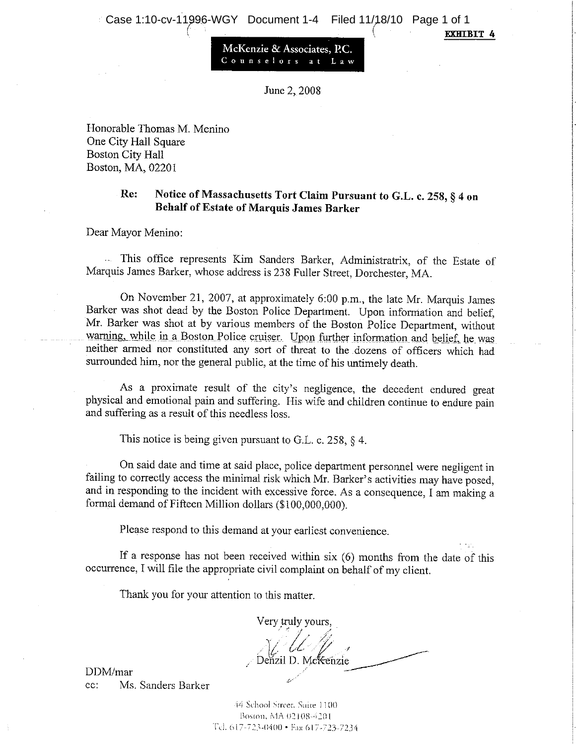**EXHIBIT 4**

McKenzie & Associates, P.C.
Counselors at Law

June 2, 2008

Honorable Thomas M. Menino
One City Hall Square
Boston City Hall
Boston, MA, 02201

**Re: Notice of Massachusetts Tort Claim Pursuant to G.L. c. 258, § 4 on Behalf of Estate of Marquis James Barker**

Dear Mayor Menino:

This office represents Kim Sanders Barker, Administratrix, of the Estate of Marquis James Barker, whose address is 238 Fuller Street, Dorchester, MA.

On November 21, 2007, at approximately 6:00 p.m., the late Mr. Marquis James Barker was shot dead by the Boston Police Department. Upon information and belief, Mr. Barker was shot at by various members of the Boston Police Department, without warning, while in a Boston Police cruiser. Upon further information and belief, he was neither armed nor constituted any sort of threat to the dozens of officers which had surrounded him, nor the general public, at the time of his untimely death.

As a proximate result of the city's negligence, the decedent endured great physical and emotional pain and suffering. His wife and children continue to endure pain and suffering as a result of this needless loss.

This notice is being given pursuant to G.L. c. 258, § 4.

On said date and time at said place, police department personnel were negligent in failing to correctly access the minimal risk which Mr. Barker's activities may have posed, and in responding to the incident with excessive force. As a consequence, I am making a formal demand of Fifteen Million dollars ($100,000,000).

Please respond to this demand at your earliest convenience.

If a response has not been received within six (6) months from the date of this occurrence, I will file the appropriate civil complaint on behalf of my client.

Thank you for your attention to this matter.

Very truly yours,

Denzil D. McKenzie

DDM/mar
cc: Ms. Sanders Barker

44 School Street, Suite 1100
Boston, MA 02108-4201
Tel. 617-723-0400 • Fax 617-723-7234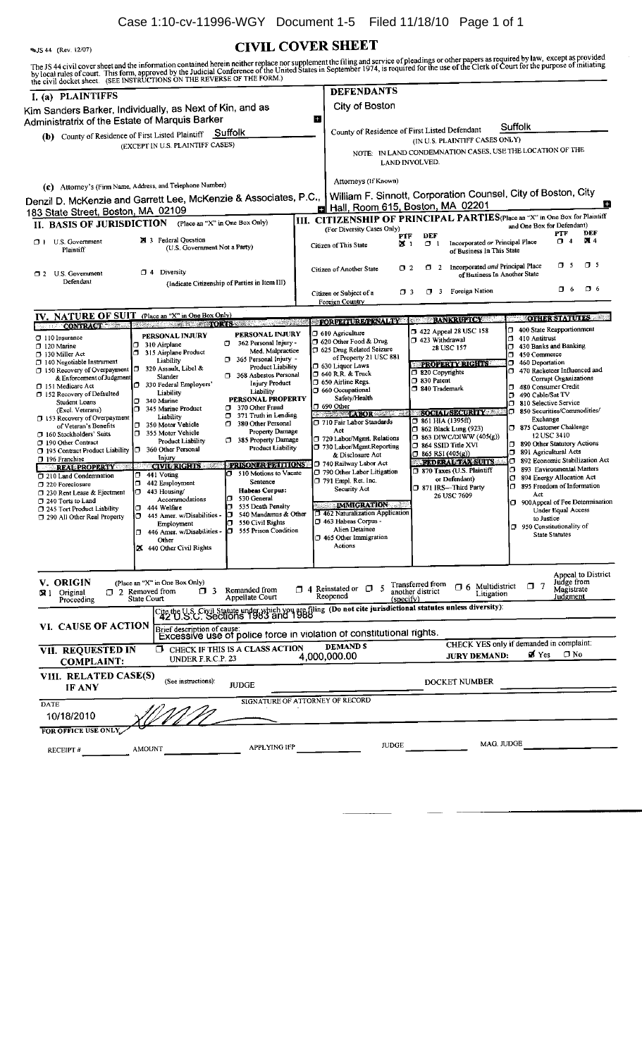JS 44 (Rev. 12/07)

# CIVIL COVER SHEET

The JS 44 civil cover sheet and the information contained herein neither replace nor supplement the filing and service of pleadings or other papers as required by law, except as provided by local rules of court. This form, approved by the Judicial Conference of the United States in September 1974, is required for the use of the Clerk of Court for the purpose of initiating the civil docket sheet. (SEE INSTRUCTIONS ON THE REVERSE OF THE FORM.)

## I. (a) PLAINTIFFS

Kim Sanders Barker, Individually, as Next of Kin, and as Administratrix of the Estate of Marquis Barker

**(b)** County of Residence of First Listed Plaintiff Suffolk
(EXCEPT IN U.S. PLAINTIFF CASES)

**(c)** Attorney's (Firm Name, Address, and Telephone Number)

Denzil D. McKenzie and Garrett Lee, McKenzie & Associates, P.C., 183 State Street, Boston, MA 02109

## DEFENDANTS

City of Boston

County of Residence of First Listed Defendant Suffolk
(IN U.S. PLAINTIFF CASES ONLY)
NOTE: IN LAND CONDEMNATION CASES, USE THE LOCATION OF THE LAND INVOLVED.

Attorneys (If Known)

William F. Sinnott, Corporation Counsel, City of Boston, City Hall, Room 615, Boston, MA 02201

## II. BASIS OF JURISDICTION (Place an "X" in One Box Only)

- ☐ 1 U.S. Government Plaintiff
- ☒ 3 Federal Question (U.S. Government Not a Party)
- ☐ 2 U.S. Government Defendant
- ☐ 4 Diversity (Indicate Citizenship of Parties in Item III)

## III. CITIZENSHIP OF PRINCIPAL PARTIES (Place an "X" in One Box for Plaintiff and One Box for Defendant) (For Diversity Cases Only)

| | PTF | DEF | | PTF | DEF |
|---|---|---|---|---|---|
| Citizen of This State | ☒ 1 | ☐ 1 | Incorporated *or* Principal Place of Business In This State | ☐ 4 | ☒ 4 |
| Citizen of Another State | ☐ 2 | ☐ 2 | Incorporated *and* Principal Place of Business In Another State | ☐ 5 | ☐ 5 |
| Citizen or Subject of a Foreign Country | ☐ 3 | ☐ 3 | Foreign Nation | ☐ 6 | ☐ 6 |

## IV. NATURE OF SUIT (Place an "X" in One Box Only)

**CONTRACT**
- ☐ 110 Insurance
- ☐ 120 Marine
- ☐ 130 Miller Act
- ☐ 140 Negotiable Instrument
- ☐ 150 Recovery of Overpayment & Enforcement of Judgment
- ☐ 151 Medicare Act
- ☐ 152 Recovery of Defaulted Student Loans (Excl. Veterans)
- ☐ 153 Recovery of Overpayment of Veteran's Benefits
- ☐ 160 Stockholders' Suits
- ☐ 190 Other Contract
- ☐ 195 Contract Product Liability
- ☐ 196 Franchise

**REAL PROPERTY**
- ☐ 210 Land Condemnation
- ☐ 220 Foreclosure
- ☐ 230 Rent Lease & Ejectment
- ☐ 240 Torts to Land
- ☐ 245 Tort Product Liability
- ☐ 290 All Other Real Property

**TORTS**

PERSONAL INJURY
- ☐ 310 Airplane
- ☐ 315 Airplane Product Liability
- ☐ 320 Assault, Libel & Slander
- ☐ 330 Federal Employers' Liability
- ☐ 340 Marine
- ☐ 345 Marine Product Liability
- ☐ 350 Motor Vehicle
- ☐ 355 Motor Vehicle Product Liability
- ☐ 360 Other Personal Injury

PERSONAL INJURY
- ☐ 362 Personal Injury - Med. Malpractice
- ☐ 365 Personal Injury - Product Liability
- ☐ 368 Asbestos Personal Injury Product Liability

PERSONAL PROPERTY
- ☐ 370 Other Fraud
- ☐ 371 Truth in Lending
- ☐ 380 Other Personal Property Damage
- ☐ 385 Property Damage Product Liability

**CIVIL RIGHTS**
- ☐ 441 Voting
- ☐ 442 Employment
- ☐ 443 Housing/ Accommodations
- ☐ 444 Welfare
- ☐ 445 Amer. w/Disabilities - Employment
- ☐ 446 Amer. w/Disabilities - Other
- ☒ 440 Other Civil Rights

**PRISONER PETITIONS**
- ☐ 510 Motions to Vacate Sentence
- Habeas Corpus:
- ☐ 530 General
- ☐ 535 Death Penalty
- ☐ 540 Mandamus & Other
- ☐ 550 Civil Rights
- ☐ 555 Prison Condition

**FORFEITURE/PENALTY**
- ☐ 610 Agriculture
- ☐ 620 Other Food & Drug
- ☐ 625 Drug Related Seizure of Property 21 USC 881
- ☐ 630 Liquor Laws
- ☐ 640 R.R. & Truck
- ☐ 650 Airline Regs.
- ☐ 660 Occupational Safety/Health
- ☐ 690 Other

**LABOR**
- ☐ 710 Fair Labor Standards Act
- ☐ 720 Labor/Mgmt. Relations
- ☐ 730 Labor/Mgmt.Reporting & Disclosure Act
- ☐ 740 Railway Labor Act
- ☐ 790 Other Labor Litigation
- ☐ 791 Empl. Ret. Inc. Security Act

**IMMIGRATION**
- ☐ 462 Naturalization Application
- ☐ 463 Habeas Corpus - Alien Detainee
- ☐ 465 Other Immigration Actions

**BANKRUPTCY**
- ☐ 422 Appeal 28 USC 158
- ☐ 423 Withdrawal 28 USC 157

**PROPERTY RIGHTS**
- ☐ 820 Copyrights
- ☐ 830 Patent
- ☐ 840 Trademark

**SOCIAL SECURITY**
- ☐ 861 HIA (1395ff)
- ☐ 862 Black Lung (923)
- ☐ 863 DIWC/DIWW (405(g))
- ☐ 864 SSID Title XVI
- ☐ 865 RSI (405(g))

**FEDERAL TAX SUITS**
- ☐ 870 Taxes (U.S. Plaintiff or Defendant)
- ☐ 871 IRS—Third Party 26 USC 7609

**OTHER STATUTES**
- ☐ 400 State Reapportionment
- ☐ 410 Antitrust
- ☐ 430 Banks and Banking
- ☐ 450 Commerce
- ☐ 460 Deportation
- ☐ 470 Racketeer Influenced and Corrupt Organizations
- ☐ 480 Consumer Credit
- ☐ 490 Cable/Sat TV
- ☐ 810 Selective Service
- ☐ 850 Securities/Commodities/ Exchange
- ☐ 875 Customer Challenge 12 USC 3410
- ☐ 890 Other Statutory Actions
- ☐ 891 Agricultural Acts
- ☐ 892 Economic Stabilization Act
- ☐ 893 Environmental Matters
- ☐ 894 Energy Allocation Act
- ☐ 895 Freedom of Information Act
- ☐ 900Appeal of Fee Determination Under Equal Access to Justice
- ☐ 950 Constitutionality of State Statutes

## V. ORIGIN (Place an "X" in One Box Only)

☒ 1 Original Proceeding ☐ 2 Removed from State Court ☐ 3 Remanded from Appellate Court ☐ 4 Reinstated or Reopened ☐ 5 Transferred from another district (specify) ☐ 6 Multidistrict Litigation ☐ 7 Appeal to District Judge from Magistrate Judgment

## VI. CAUSE OF ACTION

Cite the U.S. Civil Statute under which you are filing (Do not cite jurisdictional statutes unless diversity): 42 U.S.C. Sections 1983 and 1988

Brief description of cause: Excessive use of police force in violation of constitutional rights.

## VII. REQUESTED IN COMPLAINT:

☐ CHECK IF THIS IS A CLASS ACTION UNDER F.R.C.P. 23

DEMAND $ 4,000,000.00

CHECK YES only if demanded in complaint: JURY DEMAND: ☒ Yes ☐ No

## VIII. RELATED CASE(S) IF ANY

(See instructions): JUDGE DOCKET NUMBER

DATE 10/18/2010

SIGNATURE OF ATTORNEY OF RECORD

FOR OFFICE USE ONLY

RECEIPT # AMOUNT APPLYING IFP JUDGE MAG. JUDGE